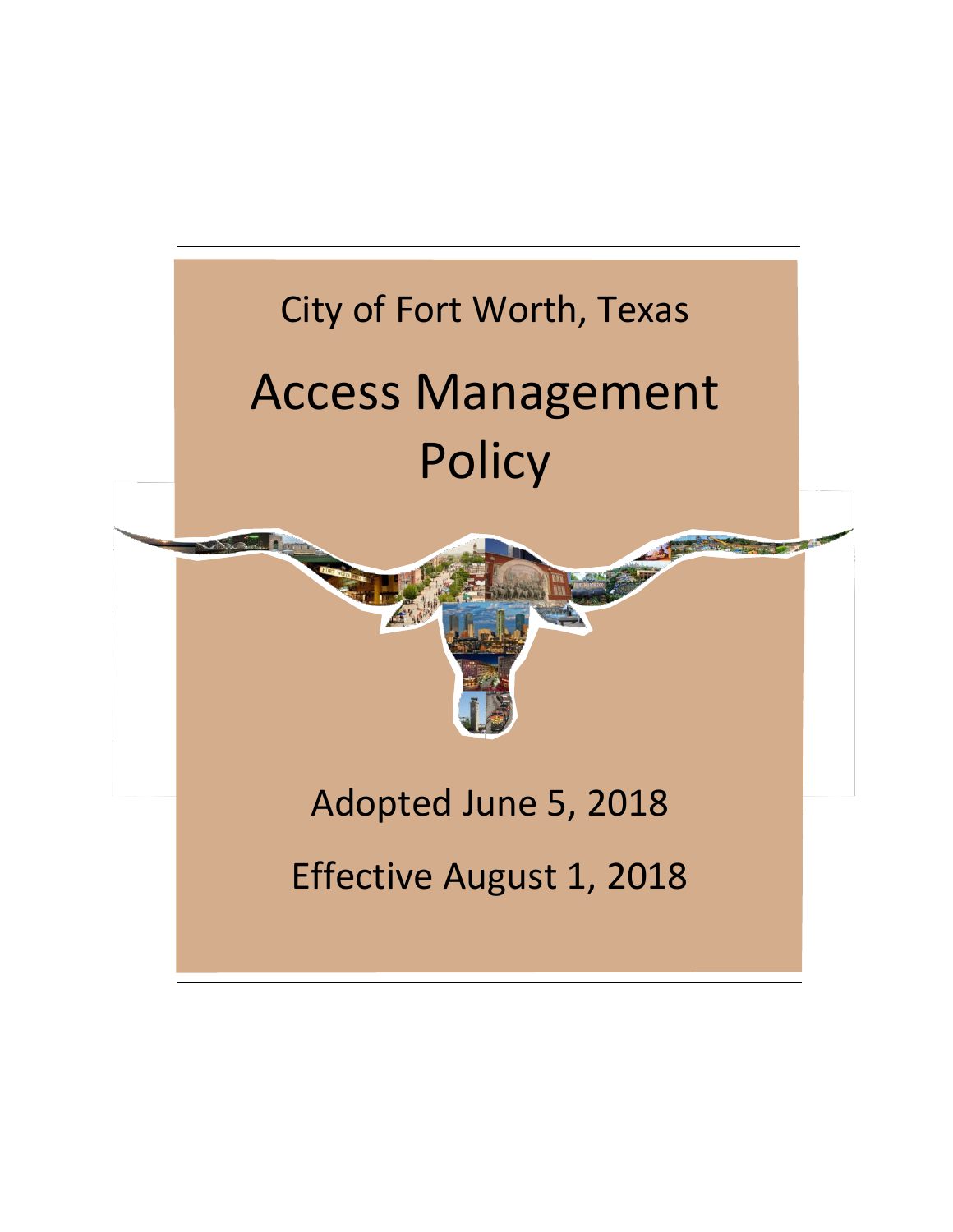City of Fort Worth, Texas

# Access Management Policy

Adopted June 5, 2018

Effective August 1, 2018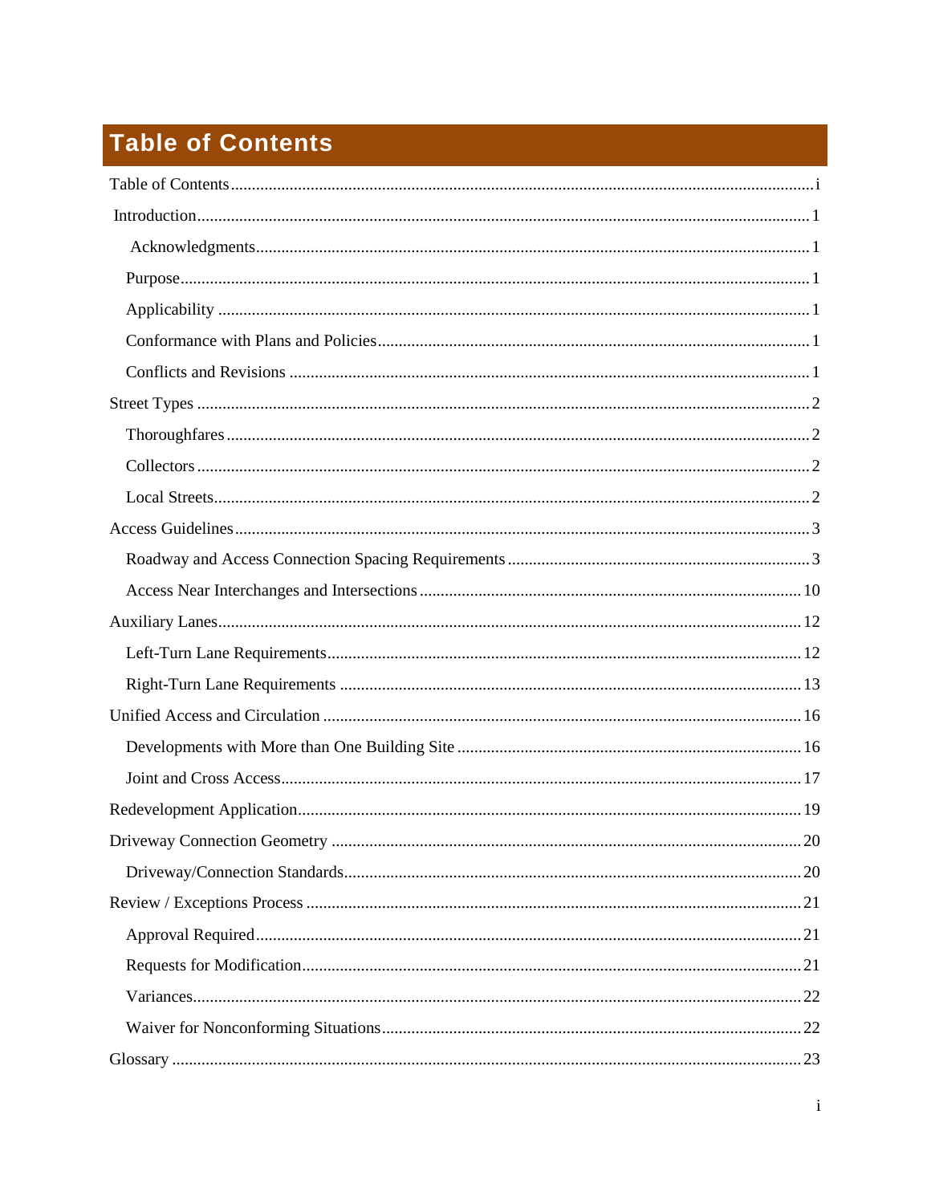# Table of Contents

Table of Contents ........................................................................ i

Introduction ........................................................................ 1

- Acknowledgments ........................................................................ 1
- Purpose ........................................................................ 1
- Applicability ........................................................................ 1
- Conformance with Plans and Policies ........................................................................ 1
- Conflicts and Revisions ........................................................................ 1

Street Types ........................................................................ 2

- Thoroughfares ........................................................................ 2
- Collectors ........................................................................ 2
- Local Streets ........................................................................ 2

Access Guidelines ........................................................................ 3

- Roadway and Access Connection Spacing Requirements ........................................................................ 3
- Access Near Interchanges and Intersections ........................................................................ 10

Auxiliary Lanes ........................................................................ 12

- Left-Turn Lane Requirements ........................................................................ 12
- Right-Turn Lane Requirements ........................................................................ 13

Unified Access and Circulation ........................................................................ 16

- Developments with More than One Building Site ........................................................................ 16
- Joint and Cross Access ........................................................................ 17

Redevelopment Application ........................................................................ 19

Driveway Connection Geometry ........................................................................ 20

- Driveway/Connection Standards ........................................................................ 20

Review / Exceptions Process ........................................................................ 21

- Approval Required ........................................................................ 21
- Requests for Modification ........................................................................ 21
- Variances ........................................................................ 22
- Waiver for Nonconforming Situations ........................................................................ 22

Glossary ........................................................................ 23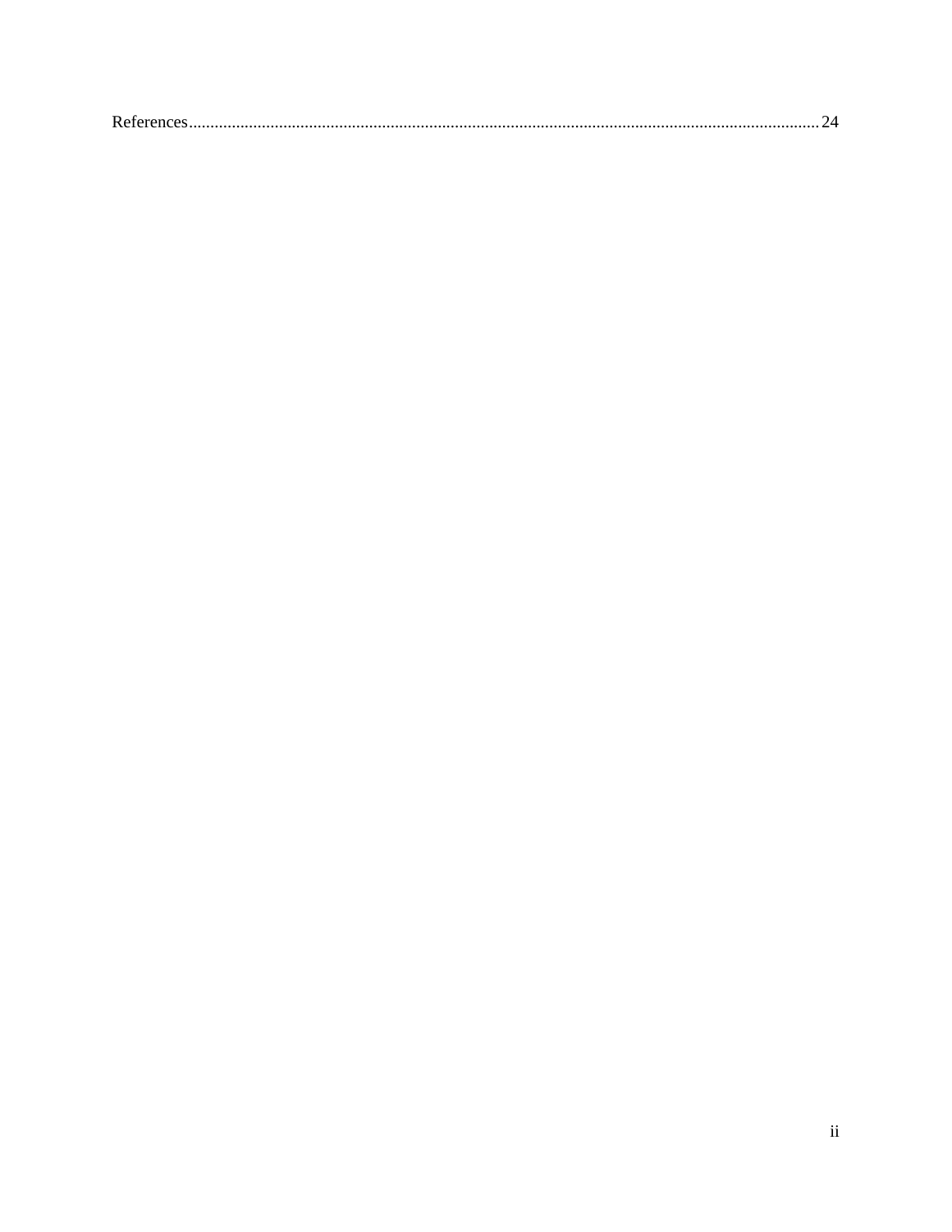References.....................................................................................................................................................24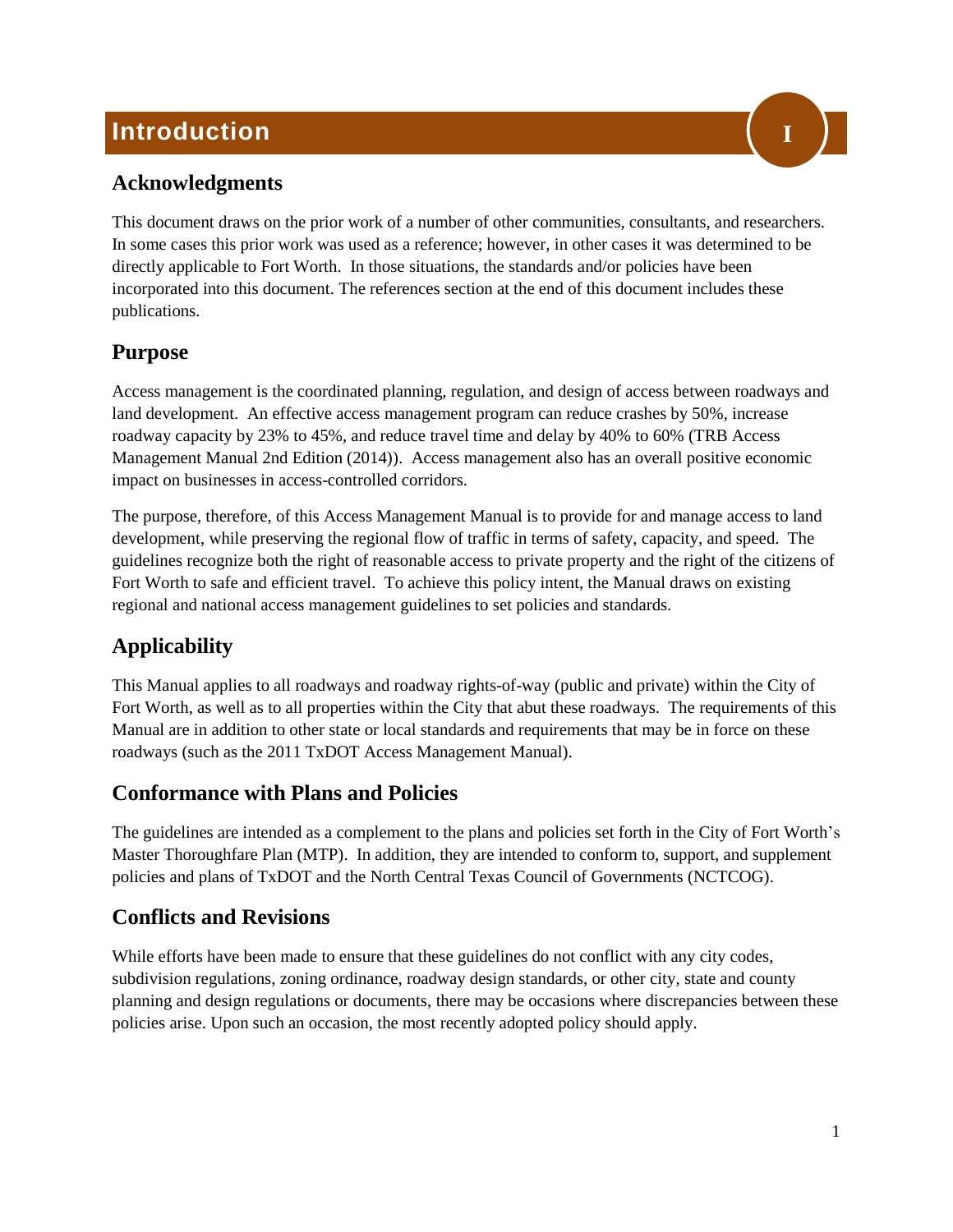# Introduction

## Acknowledgments

This document draws on the prior work of a number of other communities, consultants, and researchers. In some cases this prior work was used as a reference; however, in other cases it was determined to be directly applicable to Fort Worth. In those situations, the standards and/or policies have been incorporated into this document. The references section at the end of this document includes these publications.

## Purpose

Access management is the coordinated planning, regulation, and design of access between roadways and land development. An effective access management program can reduce crashes by 50%, increase roadway capacity by 23% to 45%, and reduce travel time and delay by 40% to 60% (TRB Access Management Manual 2nd Edition (2014)). Access management also has an overall positive economic impact on businesses in access-controlled corridors.

The purpose, therefore, of this Access Management Manual is to provide for and manage access to land development, while preserving the regional flow of traffic in terms of safety, capacity, and speed. The guidelines recognize both the right of reasonable access to private property and the right of the citizens of Fort Worth to safe and efficient travel. To achieve this policy intent, the Manual draws on existing regional and national access management guidelines to set policies and standards.

## Applicability

This Manual applies to all roadways and roadway rights-of-way (public and private) within the City of Fort Worth, as well as to all properties within the City that abut these roadways. The requirements of this Manual are in addition to other state or local standards and requirements that may be in force on these roadways (such as the 2011 TxDOT Access Management Manual).

## Conformance with Plans and Policies

The guidelines are intended as a complement to the plans and policies set forth in the City of Fort Worth's Master Thoroughfare Plan (MTP). In addition, they are intended to conform to, support, and supplement policies and plans of TxDOT and the North Central Texas Council of Governments (NCTCOG).

## Conflicts and Revisions

While efforts have been made to ensure that these guidelines do not conflict with any city codes, subdivision regulations, zoning ordinance, roadway design standards, or other city, state and county planning and design regulations or documents, there may be occasions where discrepancies between these policies arise. Upon such an occasion, the most recently adopted policy should apply.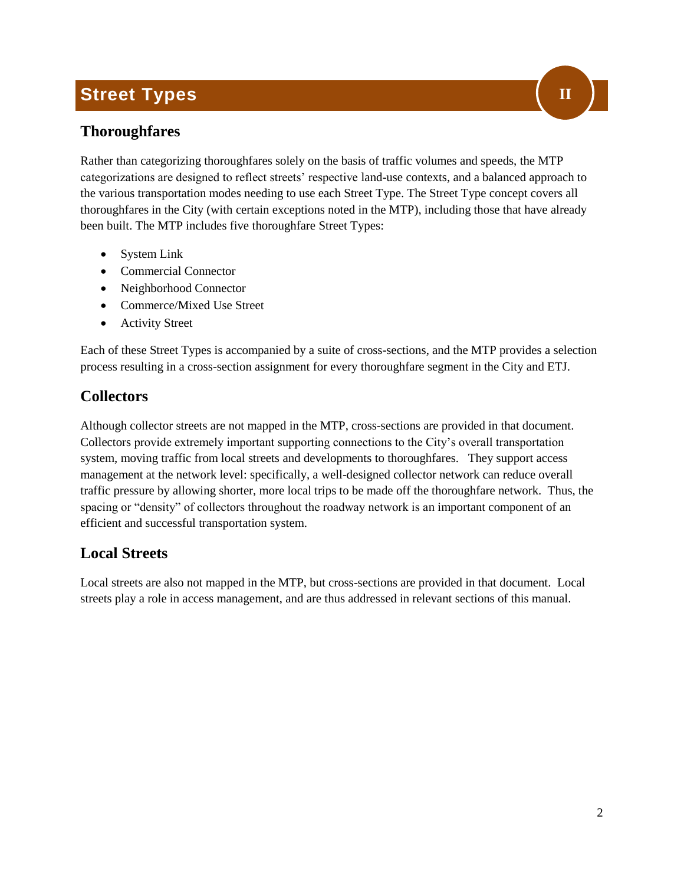# Street Types

## Thoroughfares

Rather than categorizing thoroughfares solely on the basis of traffic volumes and speeds, the MTP categorizations are designed to reflect streets' respective land-use contexts, and a balanced approach to the various transportation modes needing to use each Street Type. The Street Type concept covers all thoroughfares in the City (with certain exceptions noted in the MTP), including those that have already been built. The MTP includes five thoroughfare Street Types:

- System Link
- Commercial Connector
- Neighborhood Connector
- Commerce/Mixed Use Street
- Activity Street

Each of these Street Types is accompanied by a suite of cross-sections, and the MTP provides a selection process resulting in a cross-section assignment for every thoroughfare segment in the City and ETJ.

## Collectors

Although collector streets are not mapped in the MTP, cross-sections are provided in that document. Collectors provide extremely important supporting connections to the City's overall transportation system, moving traffic from local streets and developments to thoroughfares. They support access management at the network level: specifically, a well-designed collector network can reduce overall traffic pressure by allowing shorter, more local trips to be made off the thoroughfare network. Thus, the spacing or "density" of collectors throughout the roadway network is an important component of an efficient and successful transportation system.

## Local Streets

Local streets are also not mapped in the MTP, but cross-sections are provided in that document. Local streets play a role in access management, and are thus addressed in relevant sections of this manual.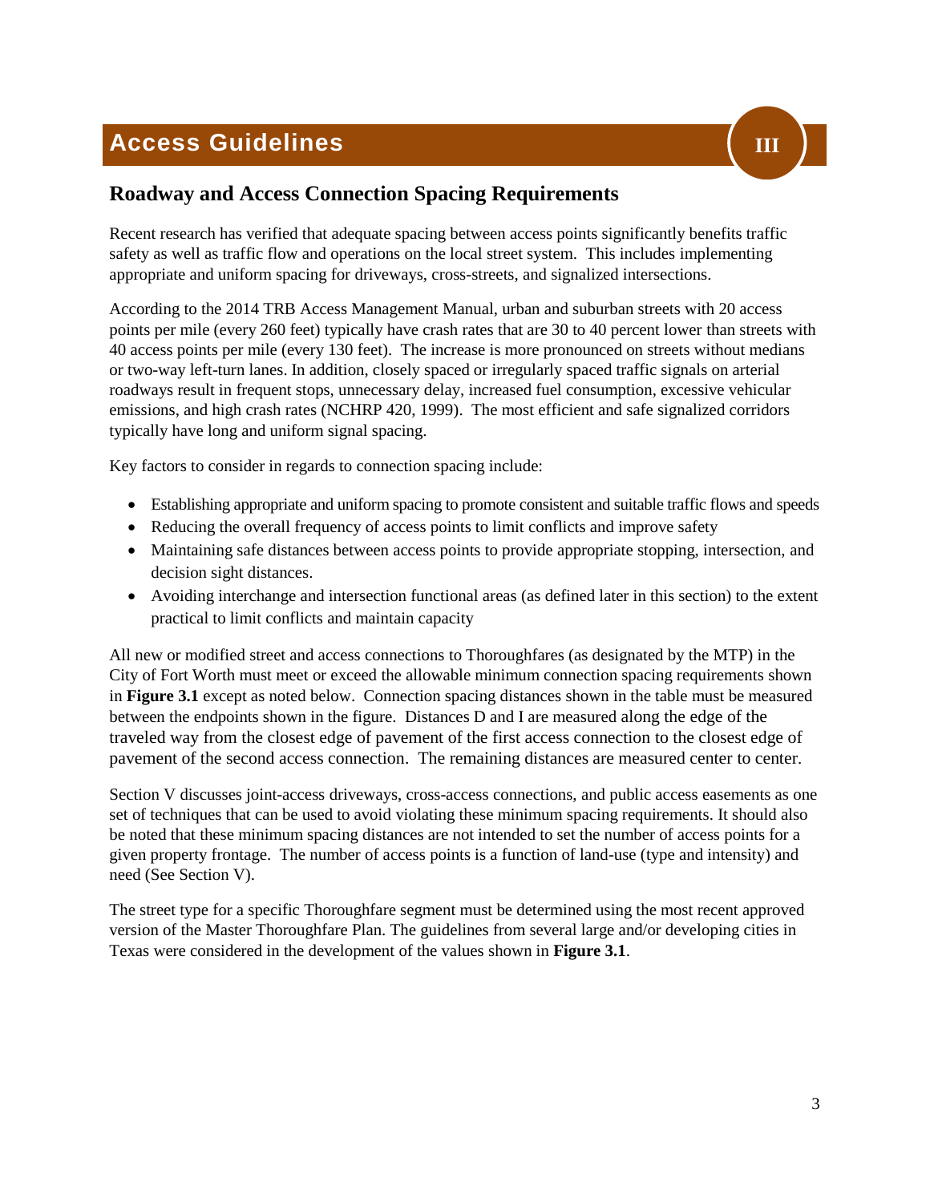# Access Guidelines

III

## Roadway and Access Connection Spacing Requirements

Recent research has verified that adequate spacing between access points significantly benefits traffic safety as well as traffic flow and operations on the local street system. This includes implementing appropriate and uniform spacing for driveways, cross-streets, and signalized intersections.

According to the 2014 TRB Access Management Manual, urban and suburban streets with 20 access points per mile (every 260 feet) typically have crash rates that are 30 to 40 percent lower than streets with 40 access points per mile (every 130 feet). The increase is more pronounced on streets without medians or two-way left-turn lanes. In addition, closely spaced or irregularly spaced traffic signals on arterial roadways result in frequent stops, unnecessary delay, increased fuel consumption, excessive vehicular emissions, and high crash rates (NCHRP 420, 1999). The most efficient and safe signalized corridors typically have long and uniform signal spacing.

Key factors to consider in regards to connection spacing include:

- Establishing appropriate and uniform spacing to promote consistent and suitable traffic flows and speeds
- Reducing the overall frequency of access points to limit conflicts and improve safety
- Maintaining safe distances between access points to provide appropriate stopping, intersection, and decision sight distances.
- Avoiding interchange and intersection functional areas (as defined later in this section) to the extent practical to limit conflicts and maintain capacity

All new or modified street and access connections to Thoroughfares (as designated by the MTP) in the City of Fort Worth must meet or exceed the allowable minimum connection spacing requirements shown in **Figure 3.1** except as noted below. Connection spacing distances shown in the table must be measured between the endpoints shown in the figure. Distances D and I are measured along the edge of the traveled way from the closest edge of pavement of the first access connection to the closest edge of pavement of the second access connection. The remaining distances are measured center to center.

Section V discusses joint-access driveways, cross-access connections, and public access easements as one set of techniques that can be used to avoid violating these minimum spacing requirements. It should also be noted that these minimum spacing distances are not intended to set the number of access points for a given property frontage. The number of access points is a function of land-use (type and intensity) and need (See Section V).

The street type for a specific Thoroughfare segment must be determined using the most recent approved version of the Master Thoroughfare Plan. The guidelines from several large and/or developing cities in Texas were considered in the development of the values shown in **Figure 3.1**.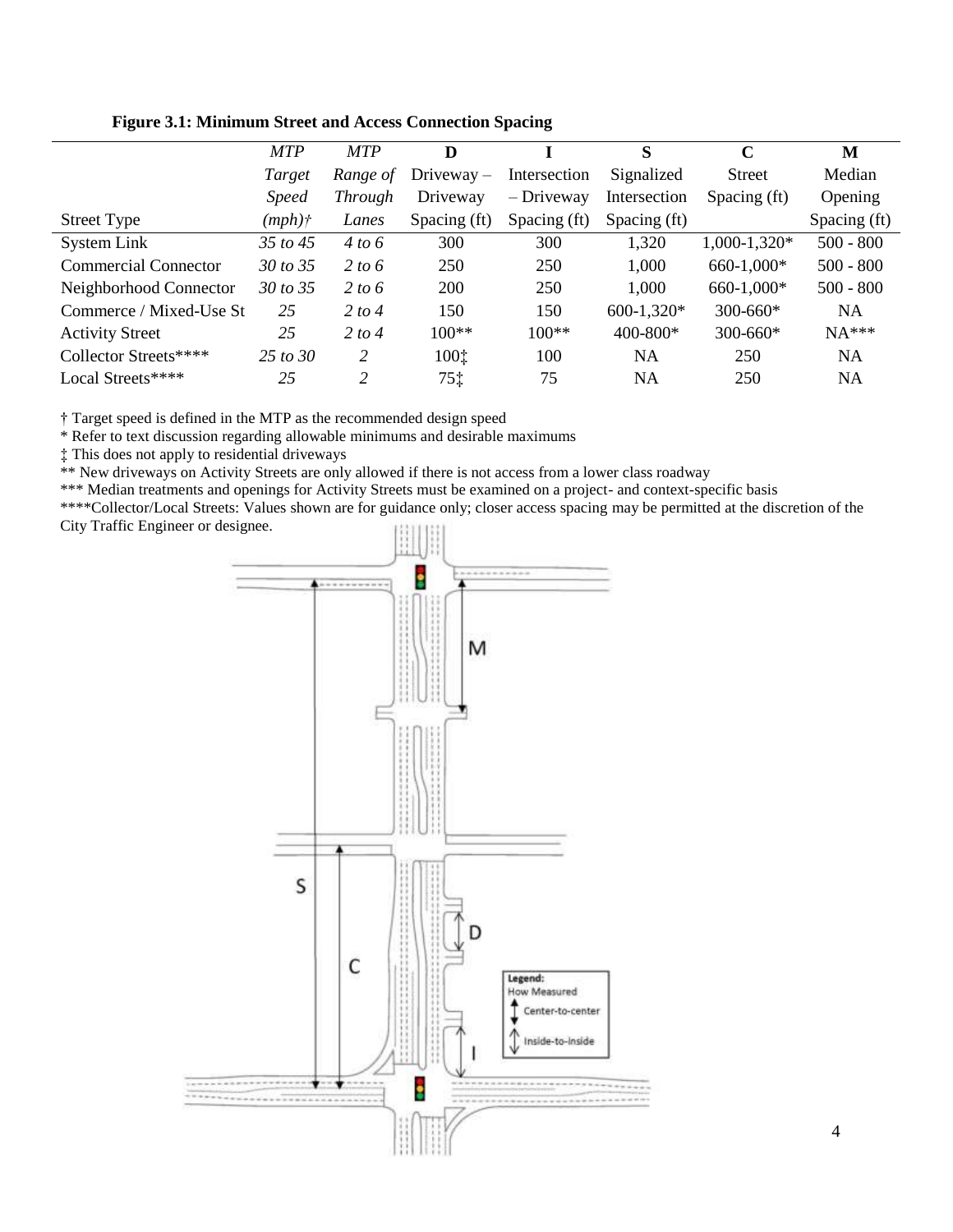**Figure 3.1: Minimum Street and Access Connection Spacing**

| Street Type | *MTP Target Speed (mph)†* | *MTP Range of Through Lanes* | D Driveway – Driveway Spacing (ft) | I Intersection – Driveway Spacing (ft) | S Signalized Intersection Spacing (ft) | C Street Spacing (ft) | M Median Opening Spacing (ft) |
|---|---|---|---|---|---|---|---|
| System Link | *35 to 45* | *4 to 6* | 300 | 300 | 1,320 | 1,000-1,320* | 500 - 800 |
| Commercial Connector | *30 to 35* | *2 to 6* | 250 | 250 | 1,000 | 660-1,000* | 500 - 800 |
| Neighborhood Connector | *30 to 35* | *2 to 6* | 200 | 250 | 1,000 | 660-1,000* | 500 - 800 |
| Commerce / Mixed-Use St | *25* | *2 to 4* | 150 | 150 | 600-1,320* | 300-660* | NA |
| Activity Street | *25* | *2 to 4* | 100** | 100** | 400-800* | 300-660* | NA*** |
| Collector Streets**** | *25 to 30* | *2* | 100‡ | 100 | NA | 250 | NA |
| Local Streets**** | *25* | *2* | 75‡ | 75 | NA | 250 | NA |

† Target speed is defined in the MTP as the recommended design speed

* Refer to text discussion regarding allowable minimums and desirable maximums

‡ This does not apply to residential driveways

** New driveways on Activity Streets are only allowed if there is not access from a lower class roadway

*** Median treatments and openings for Activity Streets must be examined on a project- and context-specific basis

****Collector/Local Streets: Values shown are for guidance only; closer access spacing may be permitted at the discretion of the City Traffic Engineer or designee.

Legend:
How Measured
Center-to-center
Inside-to-inside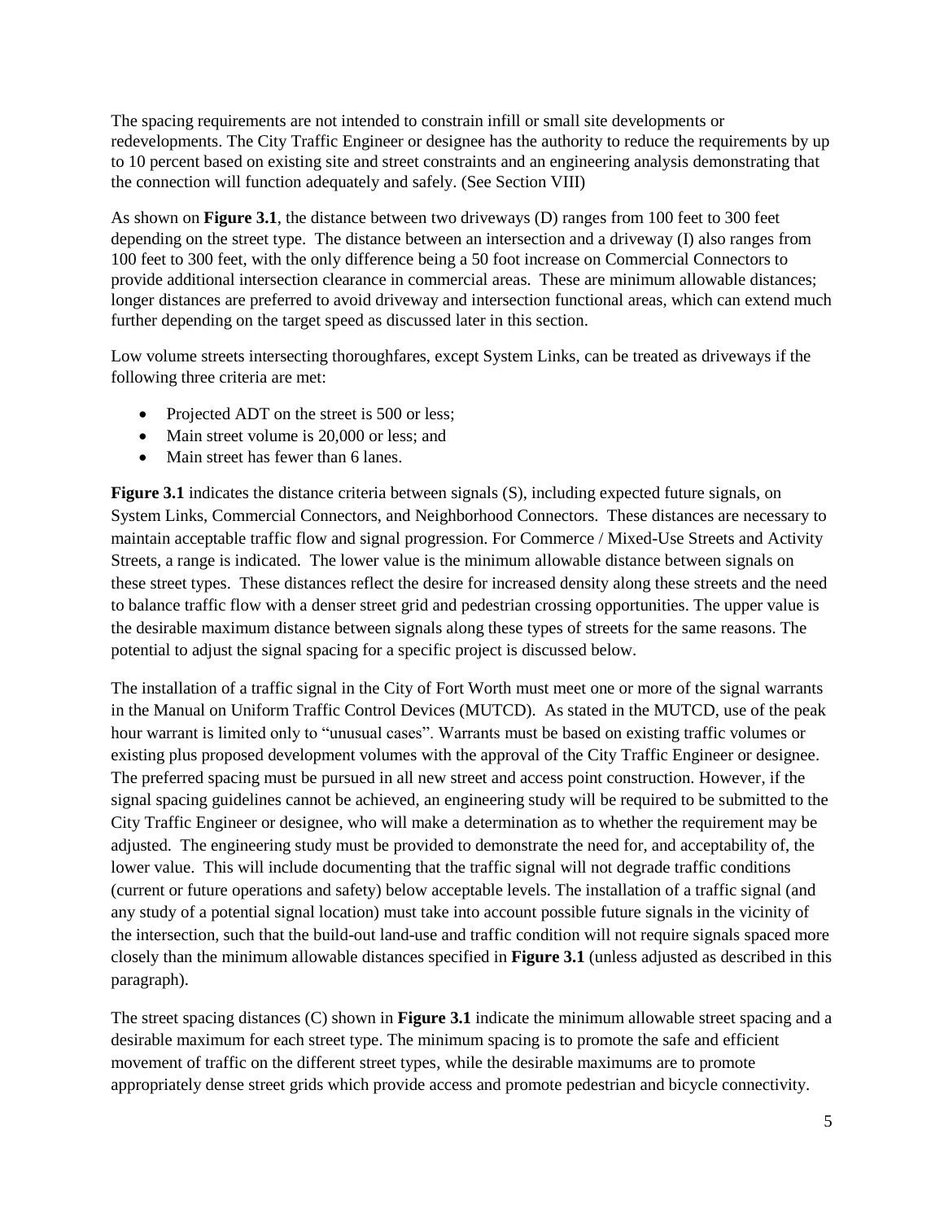The spacing requirements are not intended to constrain infill or small site developments or redevelopments. The City Traffic Engineer or designee has the authority to reduce the requirements by up to 10 percent based on existing site and street constraints and an engineering analysis demonstrating that the connection will function adequately and safely. (See Section VIII)

As shown on **Figure 3.1**, the distance between two driveways (D) ranges from 100 feet to 300 feet depending on the street type. The distance between an intersection and a driveway (I) also ranges from 100 feet to 300 feet, with the only difference being a 50 foot increase on Commercial Connectors to provide additional intersection clearance in commercial areas. These are minimum allowable distances; longer distances are preferred to avoid driveway and intersection functional areas, which can extend much further depending on the target speed as discussed later in this section.

Low volume streets intersecting thoroughfares, except System Links, can be treated as driveways if the following three criteria are met:

- Projected ADT on the street is 500 or less;
- Main street volume is 20,000 or less; and
- Main street has fewer than 6 lanes.

**Figure 3.1** indicates the distance criteria between signals (S), including expected future signals, on System Links, Commercial Connectors, and Neighborhood Connectors. These distances are necessary to maintain acceptable traffic flow and signal progression. For Commerce / Mixed-Use Streets and Activity Streets, a range is indicated. The lower value is the minimum allowable distance between signals on these street types. These distances reflect the desire for increased density along these streets and the need to balance traffic flow with a denser street grid and pedestrian crossing opportunities. The upper value is the desirable maximum distance between signals along these types of streets for the same reasons. The potential to adjust the signal spacing for a specific project is discussed below.

The installation of a traffic signal in the City of Fort Worth must meet one or more of the signal warrants in the Manual on Uniform Traffic Control Devices (MUTCD). As stated in the MUTCD, use of the peak hour warrant is limited only to "unusual cases". Warrants must be based on existing traffic volumes or existing plus proposed development volumes with the approval of the City Traffic Engineer or designee. The preferred spacing must be pursued in all new street and access point construction. However, if the signal spacing guidelines cannot be achieved, an engineering study will be required to be submitted to the City Traffic Engineer or designee, who will make a determination as to whether the requirement may be adjusted. The engineering study must be provided to demonstrate the need for, and acceptability of, the lower value. This will include documenting that the traffic signal will not degrade traffic conditions (current or future operations and safety) below acceptable levels. The installation of a traffic signal (and any study of a potential signal location) must take into account possible future signals in the vicinity of the intersection, such that the build-out land-use and traffic condition will not require signals spaced more closely than the minimum allowable distances specified in **Figure 3.1** (unless adjusted as described in this paragraph).

The street spacing distances (C) shown in **Figure 3.1** indicate the minimum allowable street spacing and a desirable maximum for each street type. The minimum spacing is to promote the safe and efficient movement of traffic on the different street types, while the desirable maximums are to promote appropriately dense street grids which provide access and promote pedestrian and bicycle connectivity.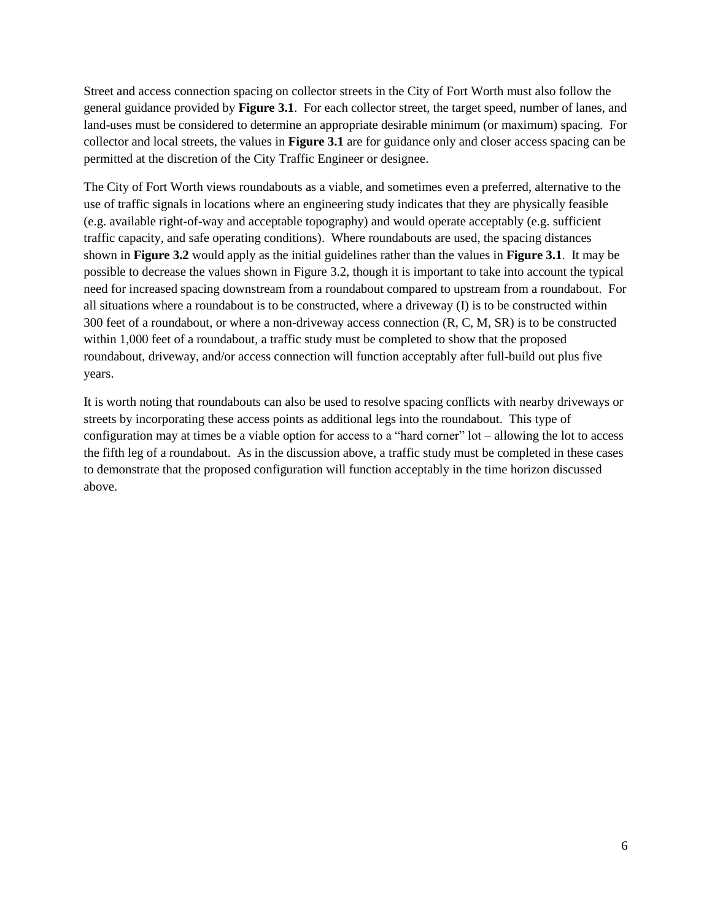Street and access connection spacing on collector streets in the City of Fort Worth must also follow the general guidance provided by **Figure 3.1**. For each collector street, the target speed, number of lanes, and land-uses must be considered to determine an appropriate desirable minimum (or maximum) spacing. For collector and local streets, the values in **Figure 3.1** are for guidance only and closer access spacing can be permitted at the discretion of the City Traffic Engineer or designee.

The City of Fort Worth views roundabouts as a viable, and sometimes even a preferred, alternative to the use of traffic signals in locations where an engineering study indicates that they are physically feasible (e.g. available right-of-way and acceptable topography) and would operate acceptably (e.g. sufficient traffic capacity, and safe operating conditions). Where roundabouts are used, the spacing distances shown in **Figure 3.2** would apply as the initial guidelines rather than the values in **Figure 3.1**. It may be possible to decrease the values shown in Figure 3.2, though it is important to take into account the typical need for increased spacing downstream from a roundabout compared to upstream from a roundabout. For all situations where a roundabout is to be constructed, where a driveway (I) is to be constructed within 300 feet of a roundabout, or where a non-driveway access connection (R, C, M, SR) is to be constructed within 1,000 feet of a roundabout, a traffic study must be completed to show that the proposed roundabout, driveway, and/or access connection will function acceptably after full-build out plus five years.

It is worth noting that roundabouts can also be used to resolve spacing conflicts with nearby driveways or streets by incorporating these access points as additional legs into the roundabout. This type of configuration may at times be a viable option for access to a "hard corner" lot – allowing the lot to access the fifth leg of a roundabout. As in the discussion above, a traffic study must be completed in these cases to demonstrate that the proposed configuration will function acceptably in the time horizon discussed above.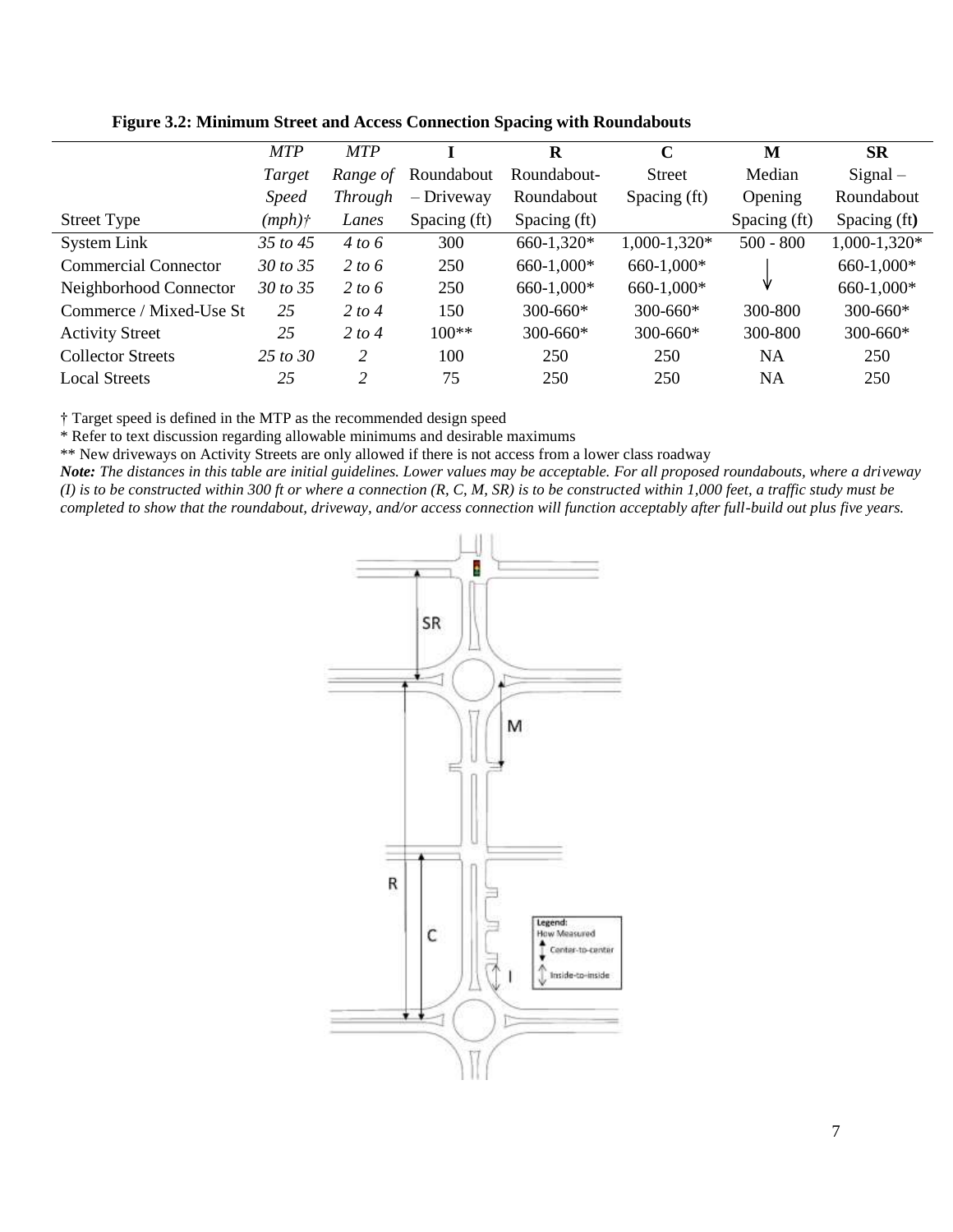**Figure 3.2: Minimum Street and Access Connection Spacing with Roundabouts**

| Street Type | *MTP Target Speed (mph)†* | *MTP Range of Through Lanes* | **I** Roundabout – Driveway Spacing (ft) | **R** Roundabout-Roundabout Spacing (ft) | **C** Street Spacing (ft) | **M** Median Opening Spacing (ft) | **SR** Signal – Roundabout Spacing (ft) |
|---|---|---|---|---|---|---|---|
| System Link | *35 to 45* | *4 to 6* | 300 | 660-1,320* | 1,000-1,320* | 500 - 800 | 1,000-1,320* |
| Commercial Connector | *30 to 35* | *2 to 6* | 250 | 660-1,000* | 660-1,000* | ↓ | 660-1,000* |
| Neighborhood Connector | *30 to 35* | *2 to 6* | 250 | 660-1,000* | 660-1,000* | ↓ | 660-1,000* |
| Commerce / Mixed-Use St | *25* | *2 to 4* | 150 | 300-660* | 300-660* | 300-800 | 300-660* |
| Activity Street | *25* | *2 to 4* | 100** | 300-660* | 300-660* | 300-800 | 300-660* |
| Collector Streets | *25 to 30* | *2* | 100 | 250 | 250 | NA | 250 |
| Local Streets | *25* | *2* | 75 | 250 | 250 | NA | 250 |

† Target speed is defined in the MTP as the recommended design speed

* Refer to text discussion regarding allowable minimums and desirable maximums

** New driveways on Activity Streets are only allowed if there is not access from a lower class roadway

***Note:*** *The distances in this table are initial guidelines. Lower values may be acceptable. For all proposed roundabouts, where a driveway (I) is to be constructed within 300 ft or where a connection (R, C, M, SR) is to be constructed within 1,000 feet, a traffic study must be completed to show that the roundabout, driveway, and/or access connection will function acceptably after full-build out plus five years.*

SR

M

R

C

I

Legend:
How Measured
Center-to-center
Inside-to-inside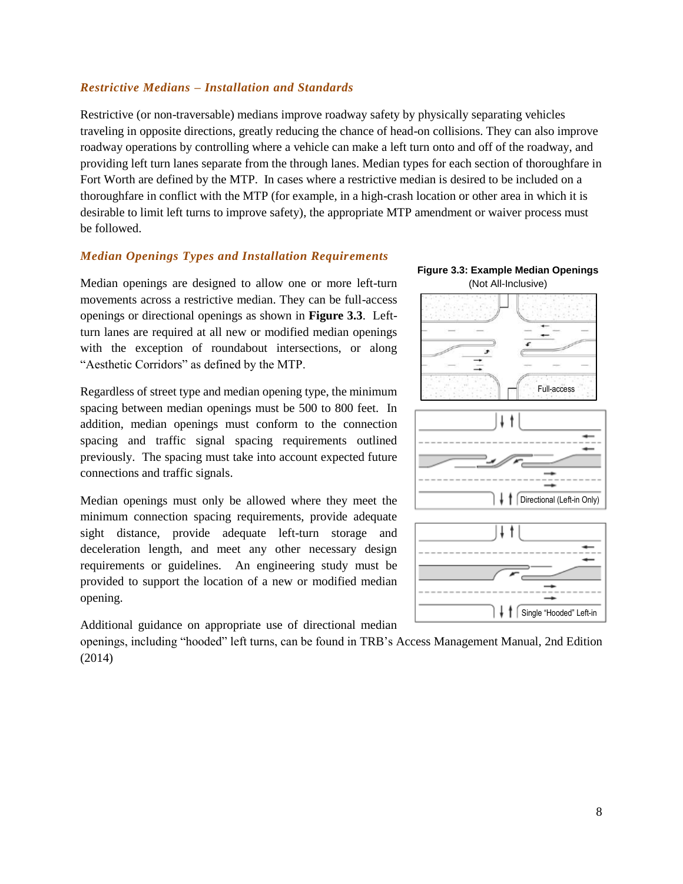### *Restrictive Medians – Installation and Standards*

Restrictive (or non-traversable) medians improve roadway safety by physically separating vehicles traveling in opposite directions, greatly reducing the chance of head-on collisions. They can also improve roadway operations by controlling where a vehicle can make a left turn onto and off of the roadway, and providing left turn lanes separate from the through lanes. Median types for each section of thoroughfare in Fort Worth are defined by the MTP. In cases where a restrictive median is desired to be included on a thoroughfare in conflict with the MTP (for example, in a high-crash location or other area in which it is desirable to limit left turns to improve safety), the appropriate MTP amendment or waiver process must be followed.

### *Median Openings Types and Installation Requirements*

Median openings are designed to allow one or more left-turn movements across a restrictive median. They can be full-access openings or directional openings as shown in **Figure 3.3**. Left-turn lanes are required at all new or modified median openings with the exception of roundabout intersections, or along "Aesthetic Corridors" as defined by the MTP.

Regardless of street type and median opening type, the minimum spacing between median openings must be 500 to 800 feet. In addition, median openings must conform to the connection spacing and traffic signal spacing requirements outlined previously. The spacing must take into account expected future connections and traffic signals.

Median openings must only be allowed where they meet the minimum connection spacing requirements, provide adequate sight distance, provide adequate left-turn storage and deceleration length, and meet any other necessary design requirements or guidelines. An engineering study must be provided to support the location of a new or modified median opening.

**Figure 3.3: Example Median Openings**
(Not All-Inclusive)

Full-access

Directional (Left-in Only)

Single "Hooded" Left-in

Additional guidance on appropriate use of directional median openings, including "hooded" left turns, can be found in TRB's Access Management Manual, 2nd Edition (2014)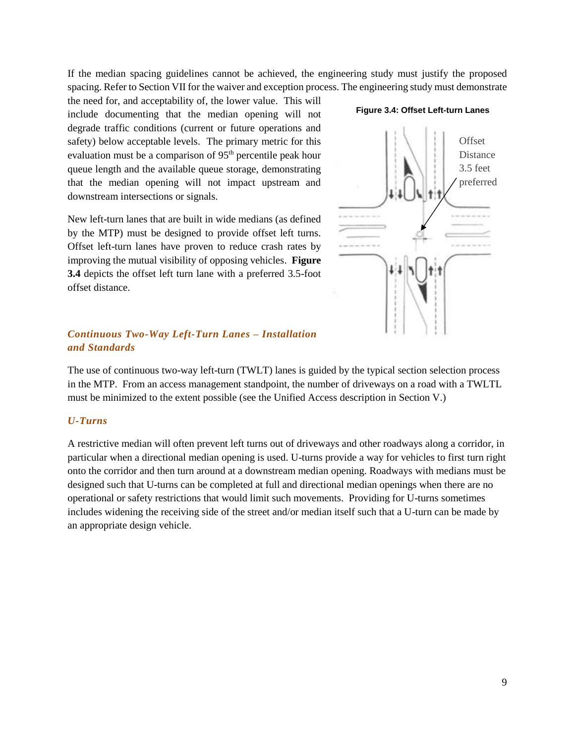If the median spacing guidelines cannot be achieved, the engineering study must justify the proposed spacing. Refer to Section VII for the waiver and exception process. The engineering study must demonstrate the need for, and acceptability of, the lower value. This will include documenting that the median opening will not degrade traffic conditions (current or future operations and safety) below acceptable levels. The primary metric for this evaluation must be a comparison of 95th percentile peak hour queue length and the available queue storage, demonstrating that the median opening will not impact upstream and downstream intersections or signals.

New left-turn lanes that are built in wide medians (as defined by the MTP) must be designed to provide offset left turns. Offset left-turn lanes have proven to reduce crash rates by improving the mutual visibility of opposing vehicles. **Figure 3.4** depicts the offset left turn lane with a preferred 3.5-foot offset distance.

**Figure 3.4: Offset Left-turn Lanes**

Offset Distance 3.5 feet preferred

### *Continuous Two-Way Left-Turn Lanes – Installation and Standards*

The use of continuous two-way left-turn (TWLT) lanes is guided by the typical section selection process in the MTP. From an access management standpoint, the number of driveways on a road with a TWLTL must be minimized to the extent possible (see the Unified Access description in Section V.)

### *U-Turns*

A restrictive median will often prevent left turns out of driveways and other roadways along a corridor, in particular when a directional median opening is used. U-turns provide a way for vehicles to first turn right onto the corridor and then turn around at a downstream median opening. Roadways with medians must be designed such that U-turns can be completed at full and directional median openings when there are no operational or safety restrictions that would limit such movements. Providing for U-turns sometimes includes widening the receiving side of the street and/or median itself such that a U-turn can be made by an appropriate design vehicle.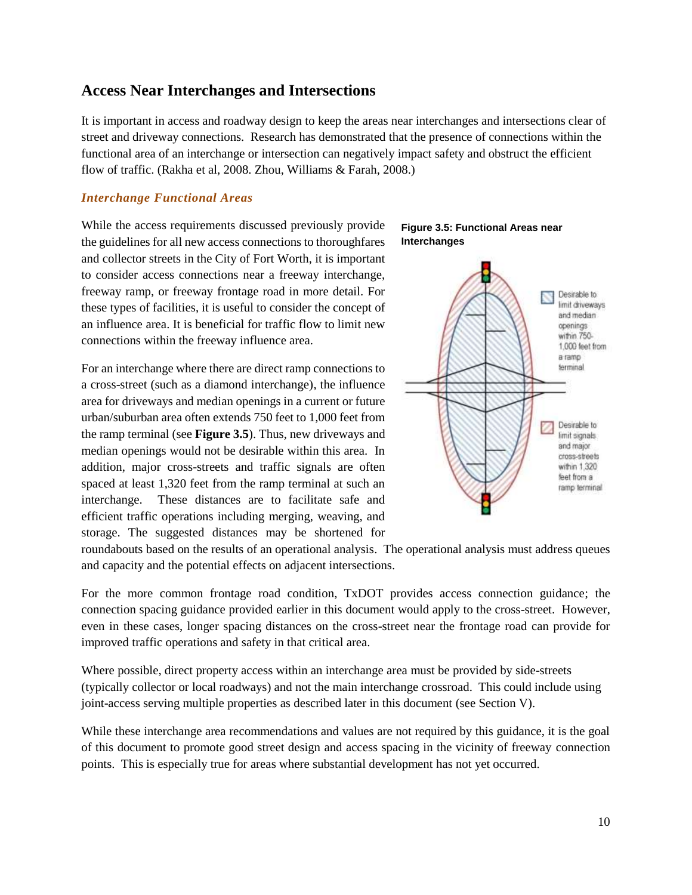## Access Near Interchanges and Intersections

It is important in access and roadway design to keep the areas near interchanges and intersections clear of street and driveway connections. Research has demonstrated that the presence of connections within the functional area of an interchange or intersection can negatively impact safety and obstruct the efficient flow of traffic. (Rakha et al, 2008. Zhou, Williams & Farah, 2008.)

### *Interchange Functional Areas*

While the access requirements discussed previously provide the guidelines for all new access connections to thoroughfares and collector streets in the City of Fort Worth, it is important to consider access connections near a freeway interchange, freeway ramp, or freeway frontage road in more detail. For these types of facilities, it is useful to consider the concept of an influence area. It is beneficial for traffic flow to limit new connections within the freeway influence area.

**Figure 3.5: Functional Areas near Interchanges**

Desirable to limit driveways and median openings within 750-1,000 feet from a ramp terminal

Desirable to limit signals and major cross-streets within 1,320 feet from a ramp terminal

For an interchange where there are direct ramp connections to a cross-street (such as a diamond interchange), the influence area for driveways and median openings in a current or future urban/suburban area often extends 750 feet to 1,000 feet from the ramp terminal (see **Figure 3.5**). Thus, new driveways and median openings would not be desirable within this area. In addition, major cross-streets and traffic signals are often spaced at least 1,320 feet from the ramp terminal at such an interchange. These distances are to facilitate safe and efficient traffic operations including merging, weaving, and storage. The suggested distances may be shortened for roundabouts based on the results of an operational analysis. The operational analysis must address queues and capacity and the potential effects on adjacent intersections.

For the more common frontage road condition, TxDOT provides access connection guidance; the connection spacing guidance provided earlier in this document would apply to the cross-street. However, even in these cases, longer spacing distances on the cross-street near the frontage road can provide for improved traffic operations and safety in that critical area.

Where possible, direct property access within an interchange area must be provided by side-streets (typically collector or local roadways) and not the main interchange crossroad. This could include using joint-access serving multiple properties as described later in this document (see Section V).

While these interchange area recommendations and values are not required by this guidance, it is the goal of this document to promote good street design and access spacing in the vicinity of freeway connection points. This is especially true for areas where substantial development has not yet occurred.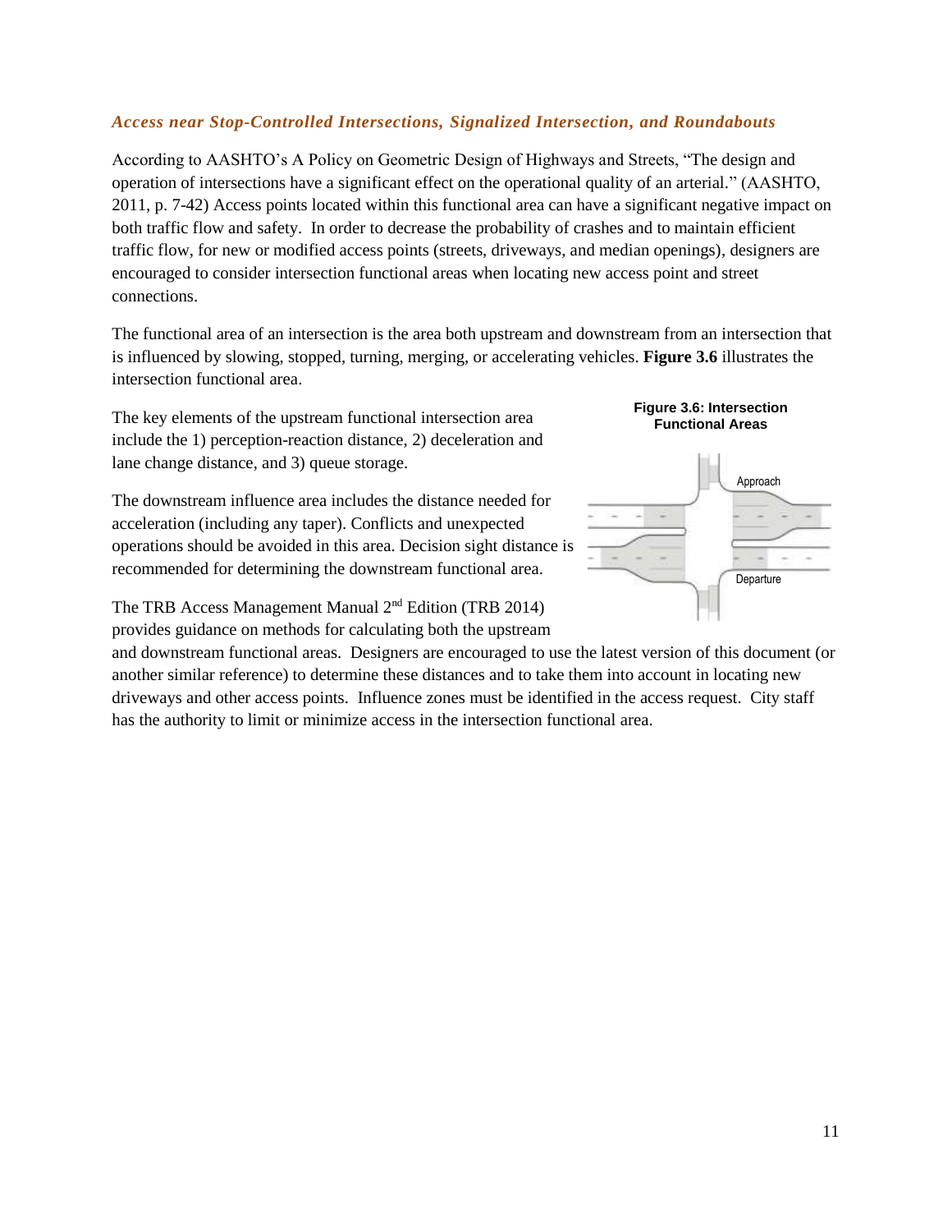### *Access near Stop-Controlled Intersections, Signalized Intersection, and Roundabouts*

According to AASHTO's A Policy on Geometric Design of Highways and Streets, "The design and operation of intersections have a significant effect on the operational quality of an arterial." (AASHTO, 2011, p. 7-42) Access points located within this functional area can have a significant negative impact on both traffic flow and safety. In order to decrease the probability of crashes and to maintain efficient traffic flow, for new or modified access points (streets, driveways, and median openings), designers are encouraged to consider intersection functional areas when locating new access point and street connections.

The functional area of an intersection is the area both upstream and downstream from an intersection that is influenced by slowing, stopped, turning, merging, or accelerating vehicles. **Figure 3.6** illustrates the intersection functional area.

**Figure 3.6: Intersection Functional Areas**

The key elements of the upstream functional intersection area include the 1) perception-reaction distance, 2) deceleration and lane change distance, and 3) queue storage.

The downstream influence area includes the distance needed for acceleration (including any taper). Conflicts and unexpected operations should be avoided in this area. Decision sight distance is recommended for determining the downstream functional area.

The TRB Access Management Manual 2nd Edition (TRB 2014) provides guidance on methods for calculating both the upstream and downstream functional areas. Designers are encouraged to use the latest version of this document (or another similar reference) to determine these distances and to take them into account in locating new driveways and other access points. Influence zones must be identified in the access request. City staff has the authority to limit or minimize access in the intersection functional area.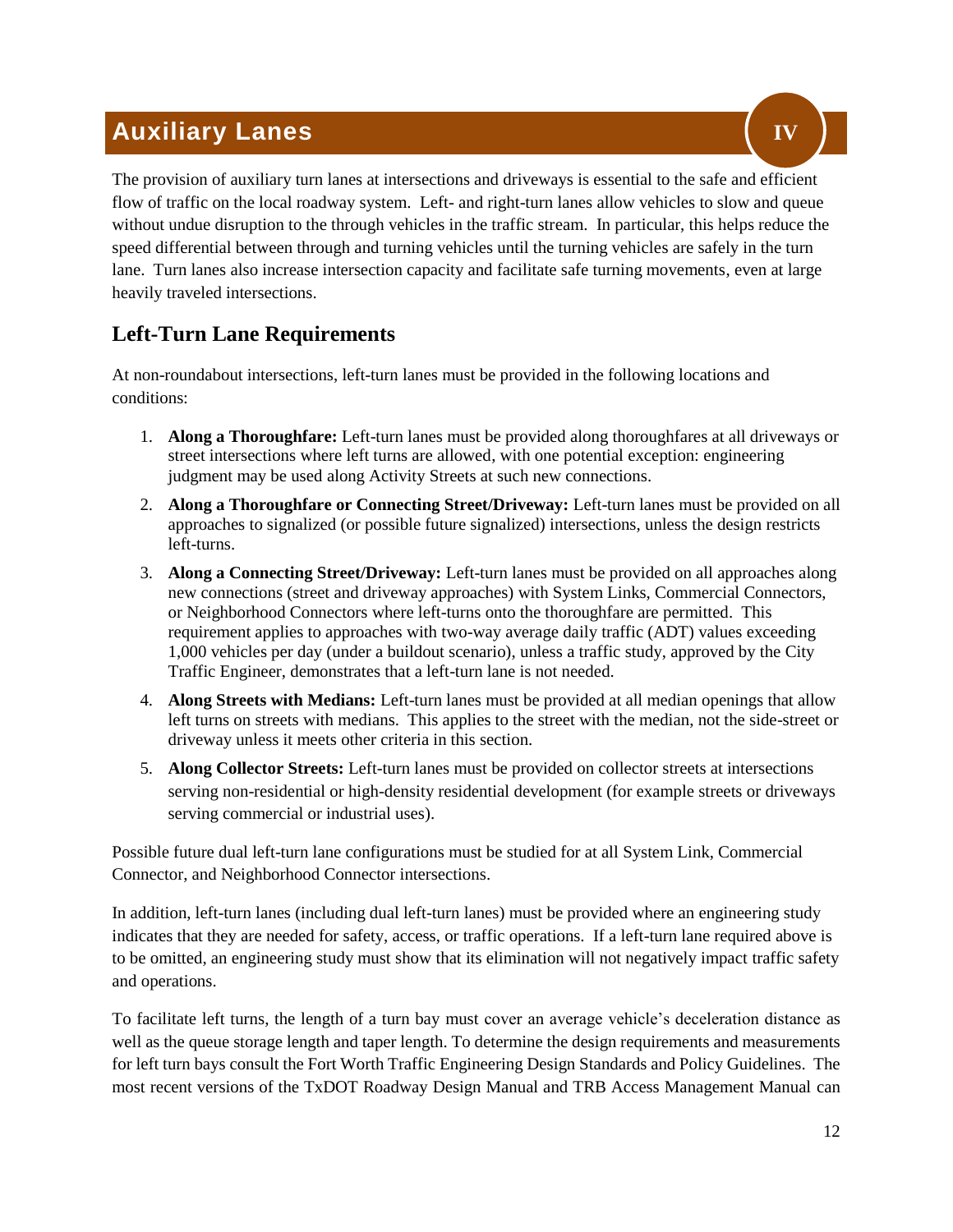# Auxiliary Lanes IV

The provision of auxiliary turn lanes at intersections and driveways is essential to the safe and efficient flow of traffic on the local roadway system. Left- and right-turn lanes allow vehicles to slow and queue without undue disruption to the through vehicles in the traffic stream. In particular, this helps reduce the speed differential between through and turning vehicles until the turning vehicles are safely in the turn lane. Turn lanes also increase intersection capacity and facilitate safe turning movements, even at large heavily traveled intersections.

## Left-Turn Lane Requirements

At non-roundabout intersections, left-turn lanes must be provided in the following locations and conditions:

1. **Along a Thoroughfare:** Left-turn lanes must be provided along thoroughfares at all driveways or street intersections where left turns are allowed, with one potential exception: engineering judgment may be used along Activity Streets at such new connections.
2. **Along a Thoroughfare or Connecting Street/Driveway:** Left-turn lanes must be provided on all approaches to signalized (or possible future signalized) intersections, unless the design restricts left-turns.
3. **Along a Connecting Street/Driveway:** Left-turn lanes must be provided on all approaches along new connections (street and driveway approaches) with System Links, Commercial Connectors, or Neighborhood Connectors where left-turns onto the thoroughfare are permitted. This requirement applies to approaches with two-way average daily traffic (ADT) values exceeding 1,000 vehicles per day (under a buildout scenario), unless a traffic study, approved by the City Traffic Engineer, demonstrates that a left-turn lane is not needed.
4. **Along Streets with Medians:** Left-turn lanes must be provided at all median openings that allow left turns on streets with medians. This applies to the street with the median, not the side-street or driveway unless it meets other criteria in this section.
5. **Along Collector Streets:** Left-turn lanes must be provided on collector streets at intersections serving non-residential or high-density residential development (for example streets or driveways serving commercial or industrial uses).

Possible future dual left-turn lane configurations must be studied for at all System Link, Commercial Connector, and Neighborhood Connector intersections.

In addition, left-turn lanes (including dual left-turn lanes) must be provided where an engineering study indicates that they are needed for safety, access, or traffic operations. If a left-turn lane required above is to be omitted, an engineering study must show that its elimination will not negatively impact traffic safety and operations.

To facilitate left turns, the length of a turn bay must cover an average vehicle's deceleration distance as well as the queue storage length and taper length. To determine the design requirements and measurements for left turn bays consult the Fort Worth Traffic Engineering Design Standards and Policy Guidelines. The most recent versions of the TxDOT Roadway Design Manual and TRB Access Management Manual can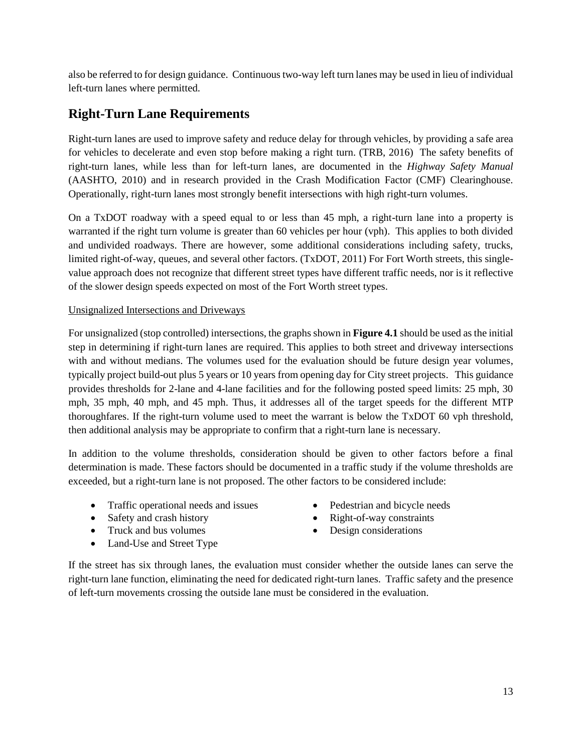also be referred to for design guidance. Continuous two-way left turn lanes may be used in lieu of individual left-turn lanes where permitted.

## Right-Turn Lane Requirements

Right-turn lanes are used to improve safety and reduce delay for through vehicles, by providing a safe area for vehicles to decelerate and even stop before making a right turn. (TRB, 2016) The safety benefits of right-turn lanes, while less than for left-turn lanes, are documented in the *Highway Safety Manual* (AASHTO, 2010) and in research provided in the Crash Modification Factor (CMF) Clearinghouse. Operationally, right-turn lanes most strongly benefit intersections with high right-turn volumes.

On a TxDOT roadway with a speed equal to or less than 45 mph, a right-turn lane into a property is warranted if the right turn volume is greater than 60 vehicles per hour (vph). This applies to both divided and undivided roadways. There are however, some additional considerations including safety, trucks, limited right-of-way, queues, and several other factors. (TxDOT, 2011) For Fort Worth streets, this single-value approach does not recognize that different street types have different traffic needs, nor is it reflective of the slower design speeds expected on most of the Fort Worth street types.

<u>Unsignalized Intersections and Driveways</u>

For unsignalized (stop controlled) intersections, the graphs shown in **Figure 4.1** should be used as the initial step in determining if right-turn lanes are required. This applies to both street and driveway intersections with and without medians. The volumes used for the evaluation should be future design year volumes, typically project build-out plus 5 years or 10 years from opening day for City street projects. This guidance provides thresholds for 2-lane and 4-lane facilities and for the following posted speed limits: 25 mph, 30 mph, 35 mph, 40 mph, and 45 mph. Thus, it addresses all of the target speeds for the different MTP thoroughfares. If the right-turn volume used to meet the warrant is below the TxDOT 60 vph threshold, then additional analysis may be appropriate to confirm that a right-turn lane is necessary.

In addition to the volume thresholds, consideration should be given to other factors before a final determination is made. These factors should be documented in a traffic study if the volume thresholds are exceeded, but a right-turn lane is not proposed. The other factors to be considered include:

- Traffic operational needs and issues
- Safety and crash history
- Truck and bus volumes
- Land-Use and Street Type
- Pedestrian and bicycle needs
- Right-of-way constraints
- Design considerations

If the street has six through lanes, the evaluation must consider whether the outside lanes can serve the right-turn lane function, eliminating the need for dedicated right-turn lanes. Traffic safety and the presence of left-turn movements crossing the outside lane must be considered in the evaluation.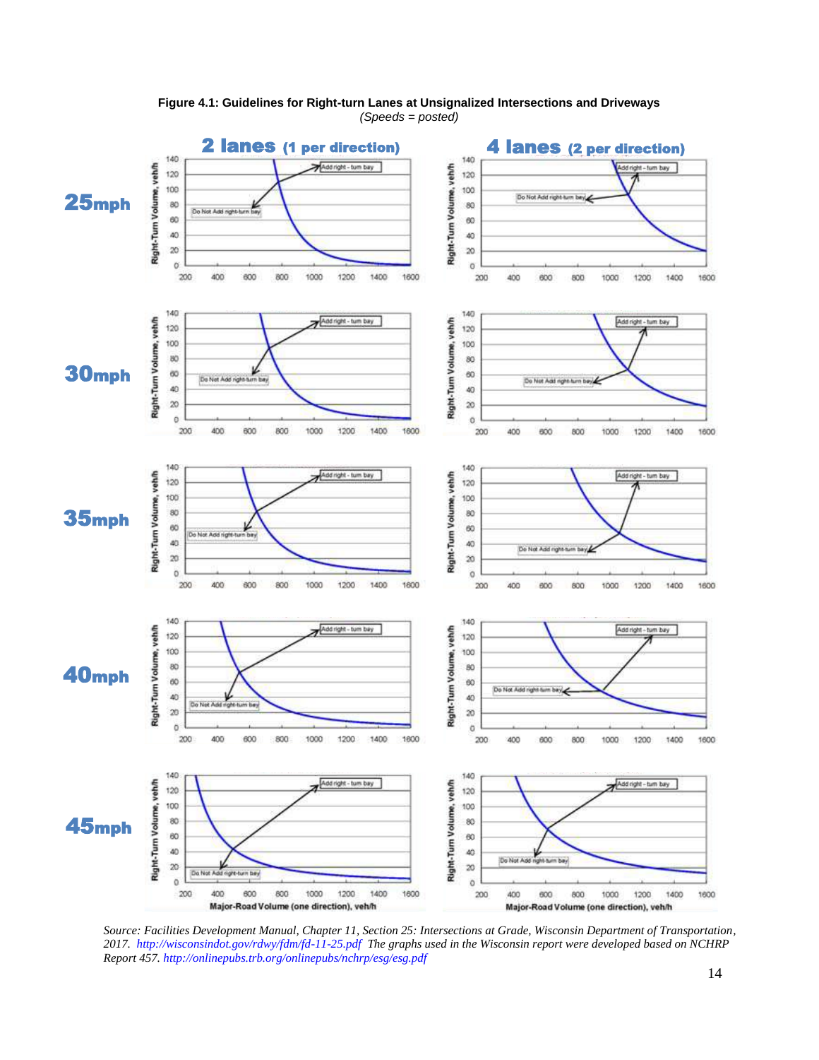**Figure 4.1: Guidelines for Right-turn Lanes at Unsignalized Intersections and Driveways**
*(Speeds = posted)*

*Source: Facilities Development Manual, Chapter 11, Section 25: Intersections at Grade, Wisconsin Department of Transportation, 2017. http://wisconsindot.gov/rdwy/fdm/fd-11-25.pdf The graphs used in the Wisconsin report were developed based on NCHRP Report 457. http://onlinepubs.trb.org/onlinepubs/nchrp/esg/esg.pdf*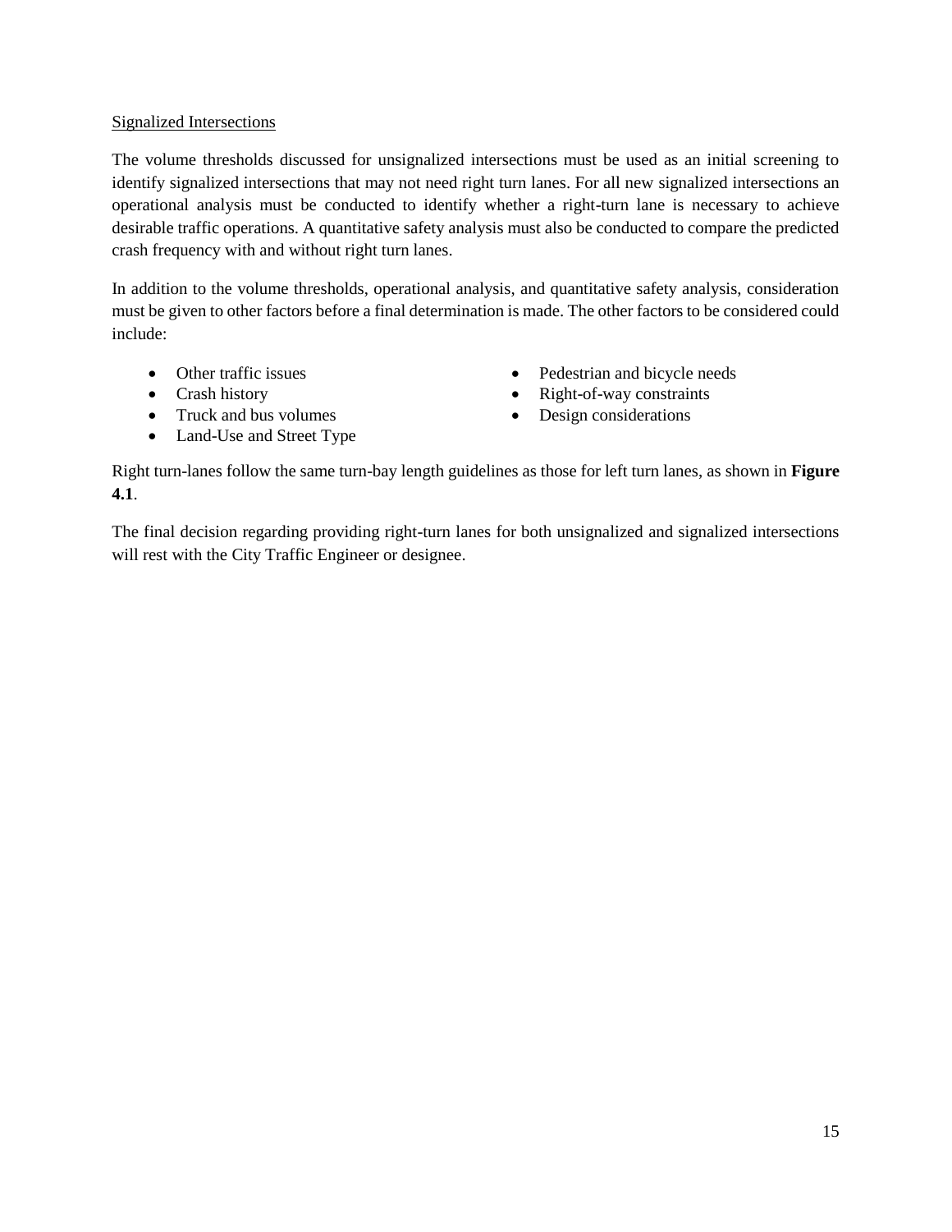Signalized Intersections

The volume thresholds discussed for unsignalized intersections must be used as an initial screening to identify signalized intersections that may not need right turn lanes. For all new signalized intersections an operational analysis must be conducted to identify whether a right-turn lane is necessary to achieve desirable traffic operations. A quantitative safety analysis must also be conducted to compare the predicted crash frequency with and without right turn lanes.

In addition to the volume thresholds, operational analysis, and quantitative safety analysis, consideration must be given to other factors before a final determination is made. The other factors to be considered could include:

- Other traffic issues
- Crash history
- Truck and bus volumes
- Land-Use and Street Type
- Pedestrian and bicycle needs
- Right-of-way constraints
- Design considerations

Right turn-lanes follow the same turn-bay length guidelines as those for left turn lanes, as shown in **Figure 4.1**.

The final decision regarding providing right-turn lanes for both unsignalized and signalized intersections will rest with the City Traffic Engineer or designee.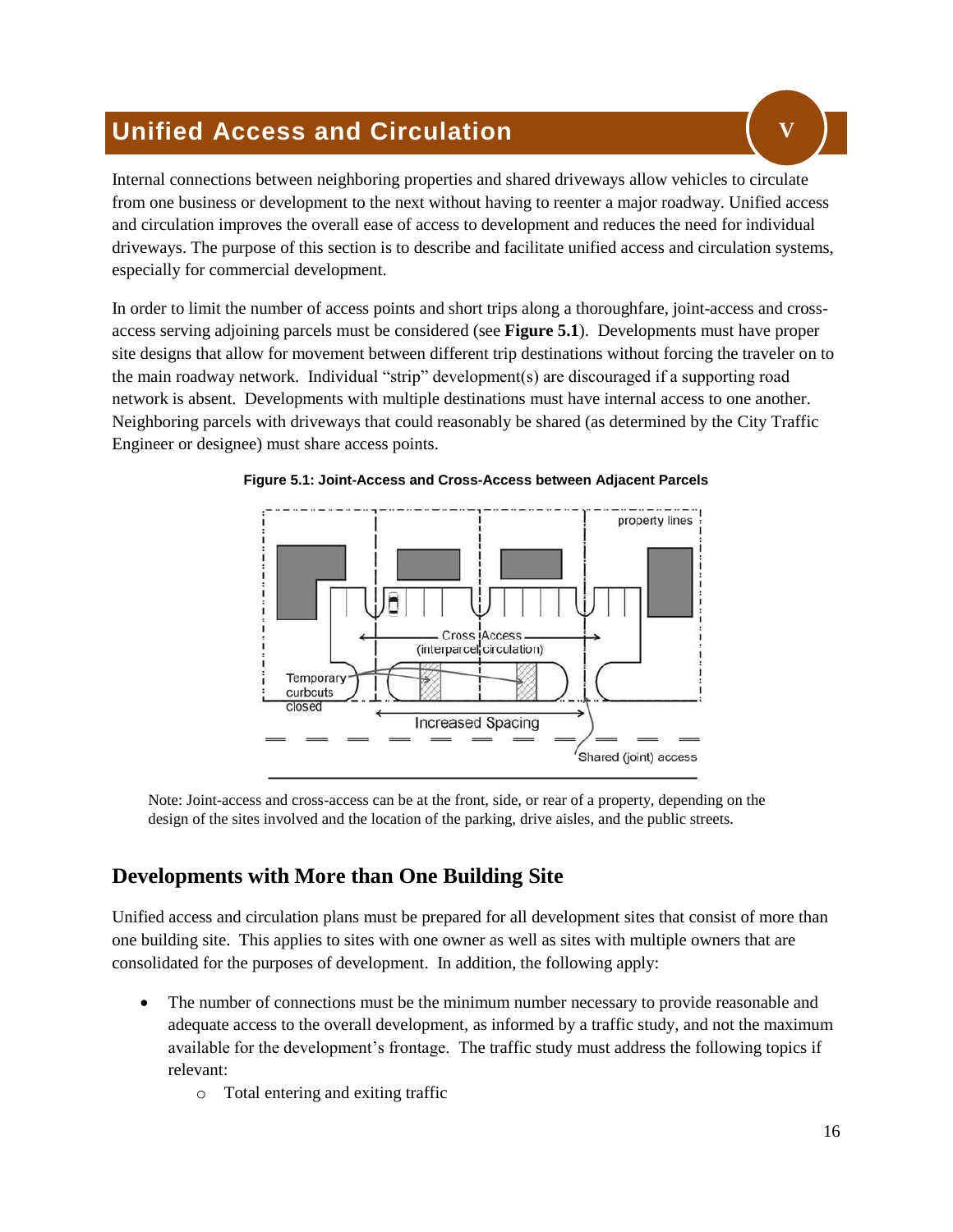# Unified Access and Circulation

Internal connections between neighboring properties and shared driveways allow vehicles to circulate from one business or development to the next without having to reenter a major roadway. Unified access and circulation improves the overall ease of access to development and reduces the need for individual driveways. The purpose of this section is to describe and facilitate unified access and circulation systems, especially for commercial development.

In order to limit the number of access points and short trips along a thoroughfare, joint-access and cross-access serving adjoining parcels must be considered (see **Figure 5.1**). Developments must have proper site designs that allow for movement between different trip destinations without forcing the traveler on to the main roadway network. Individual "strip" development(s) are discouraged if a supporting road network is absent. Developments with multiple destinations must have internal access to one another. Neighboring parcels with driveways that could reasonably be shared (as determined by the City Traffic Engineer or designee) must share access points.

**Figure 5.1: Joint-Access and Cross-Access between Adjacent Parcels**

Note: Joint-access and cross-access can be at the front, side, or rear of a property, depending on the design of the sites involved and the location of the parking, drive aisles, and the public streets.

## Developments with More than One Building Site

Unified access and circulation plans must be prepared for all development sites that consist of more than one building site. This applies to sites with one owner as well as sites with multiple owners that are consolidated for the purposes of development. In addition, the following apply:

- The number of connections must be the minimum number necessary to provide reasonable and adequate access to the overall development, as informed by a traffic study, and not the maximum available for the development's frontage. The traffic study must address the following topics if relevant:
  - Total entering and exiting traffic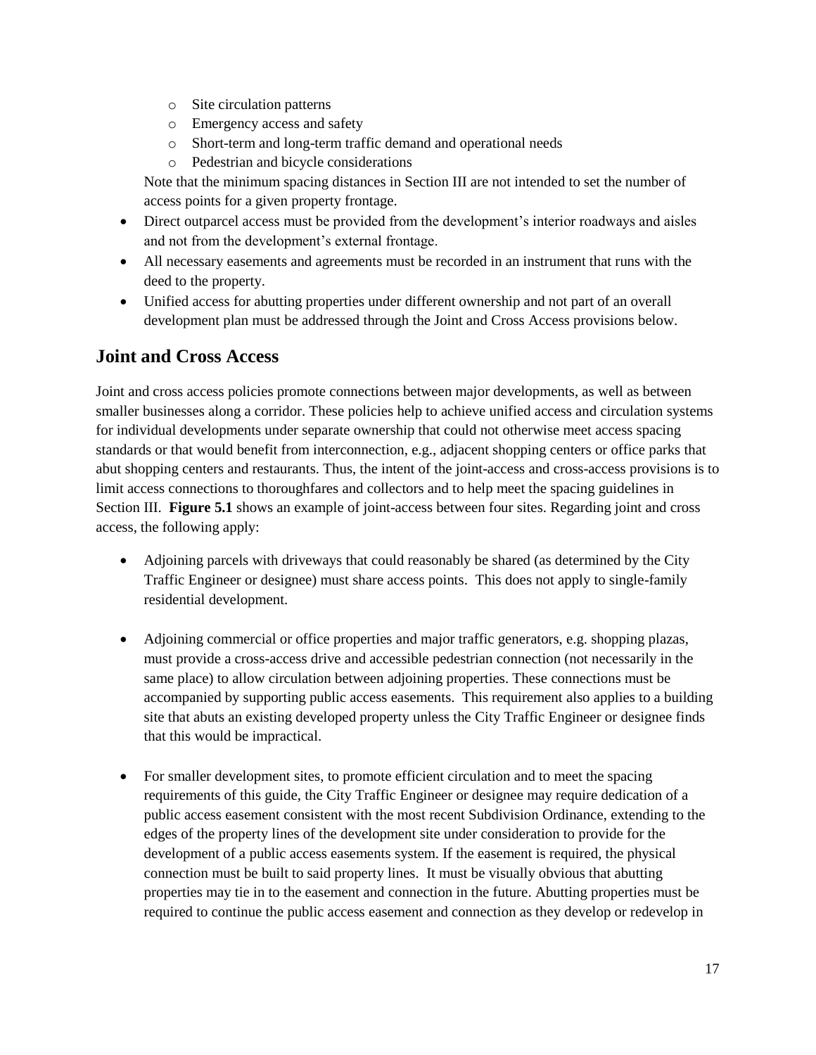- Site circulation patterns
  - Emergency access and safety
  - Short-term and long-term traffic demand and operational needs
  - Pedestrian and bicycle considerations

  Note that the minimum spacing distances in Section III are not intended to set the number of access points for a given property frontage.
- Direct outparcel access must be provided from the development's interior roadways and aisles and not from the development's external frontage.
- All necessary easements and agreements must be recorded in an instrument that runs with the deed to the property.
- Unified access for abutting properties under different ownership and not part of an overall development plan must be addressed through the Joint and Cross Access provisions below.

## Joint and Cross Access

Joint and cross access policies promote connections between major developments, as well as between smaller businesses along a corridor. These policies help to achieve unified access and circulation systems for individual developments under separate ownership that could not otherwise meet access spacing standards or that would benefit from interconnection, e.g., adjacent shopping centers or office parks that abut shopping centers and restaurants. Thus, the intent of the joint-access and cross-access provisions is to limit access connections to thoroughfares and collectors and to help meet the spacing guidelines in Section III. **Figure 5.1** shows an example of joint-access between four sites. Regarding joint and cross access, the following apply:

- Adjoining parcels with driveways that could reasonably be shared (as determined by the City Traffic Engineer or designee) must share access points. This does not apply to single-family residential development.

- Adjoining commercial or office properties and major traffic generators, e.g. shopping plazas, must provide a cross-access drive and accessible pedestrian connection (not necessarily in the same place) to allow circulation between adjoining properties. These connections must be accompanied by supporting public access easements. This requirement also applies to a building site that abuts an existing developed property unless the City Traffic Engineer or designee finds that this would be impractical.

- For smaller development sites, to promote efficient circulation and to meet the spacing requirements of this guide, the City Traffic Engineer or designee may require dedication of a public access easement consistent with the most recent Subdivision Ordinance, extending to the edges of the property lines of the development site under consideration to provide for the development of a public access easements system. If the easement is required, the physical connection must be built to said property lines. It must be visually obvious that abutting properties may tie in to the easement and connection in the future. Abutting properties must be required to continue the public access easement and connection as they develop or redevelop in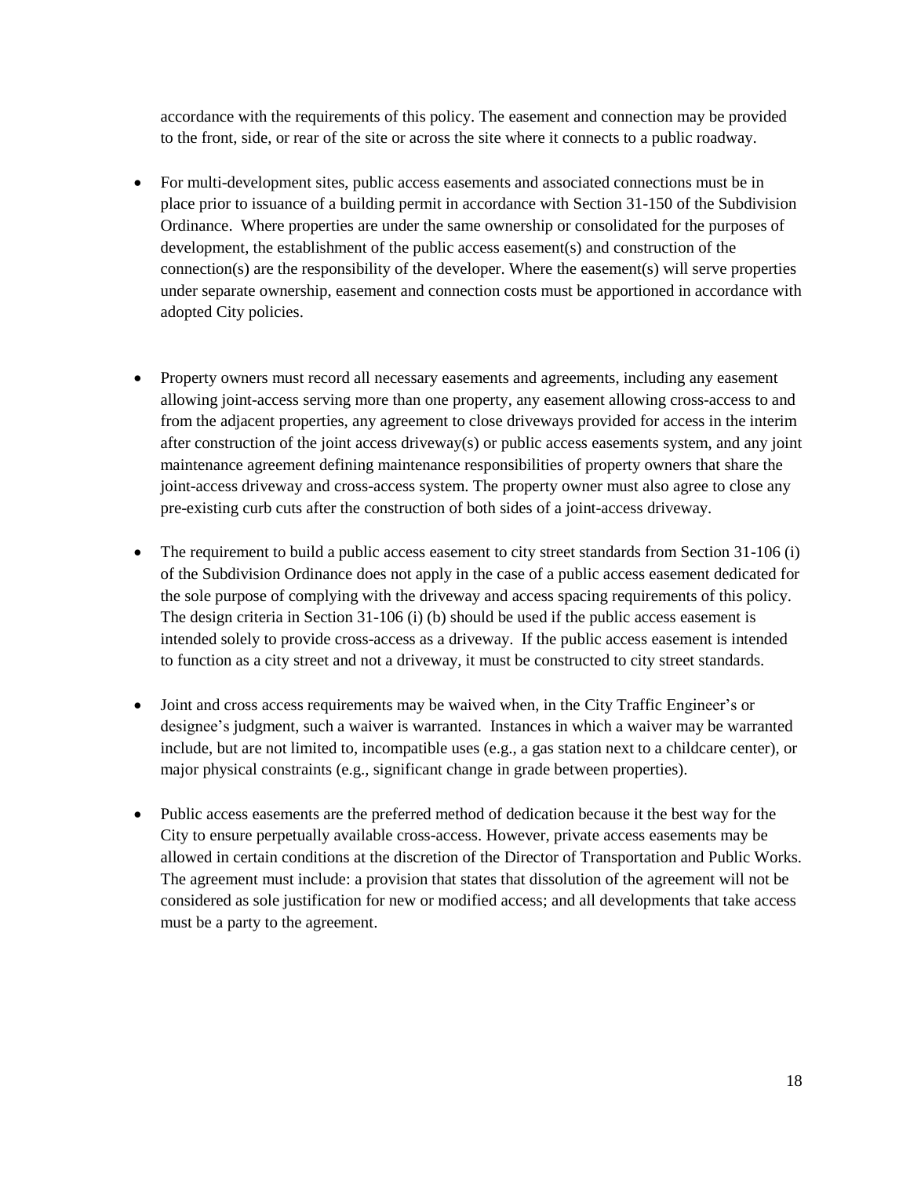accordance with the requirements of this policy. The easement and connection may be provided to the front, side, or rear of the site or across the site where it connects to a public roadway.

- For multi-development sites, public access easements and associated connections must be in place prior to issuance of a building permit in accordance with Section 31-150 of the Subdivision Ordinance. Where properties are under the same ownership or consolidated for the purposes of development, the establishment of the public access easement(s) and construction of the connection(s) are the responsibility of the developer. Where the easement(s) will serve properties under separate ownership, easement and connection costs must be apportioned in accordance with adopted City policies.

- Property owners must record all necessary easements and agreements, including any easement allowing joint-access serving more than one property, any easement allowing cross-access to and from the adjacent properties, any agreement to close driveways provided for access in the interim after construction of the joint access driveway(s) or public access easements system, and any joint maintenance agreement defining maintenance responsibilities of property owners that share the joint-access driveway and cross-access system. The property owner must also agree to close any pre-existing curb cuts after the construction of both sides of a joint-access driveway.

- The requirement to build a public access easement to city street standards from Section 31-106 (i) of the Subdivision Ordinance does not apply in the case of a public access easement dedicated for the sole purpose of complying with the driveway and access spacing requirements of this policy. The design criteria in Section 31-106 (i) (b) should be used if the public access easement is intended solely to provide cross-access as a driveway. If the public access easement is intended to function as a city street and not a driveway, it must be constructed to city street standards.

- Joint and cross access requirements may be waived when, in the City Traffic Engineer's or designee's judgment, such a waiver is warranted. Instances in which a waiver may be warranted include, but are not limited to, incompatible uses (e.g., a gas station next to a childcare center), or major physical constraints (e.g., significant change in grade between properties).

- Public access easements are the preferred method of dedication because it the best way for the City to ensure perpetually available cross-access. However, private access easements may be allowed in certain conditions at the discretion of the Director of Transportation and Public Works. The agreement must include: a provision that states that dissolution of the agreement will not be considered as sole justification for new or modified access; and all developments that take access must be a party to the agreement.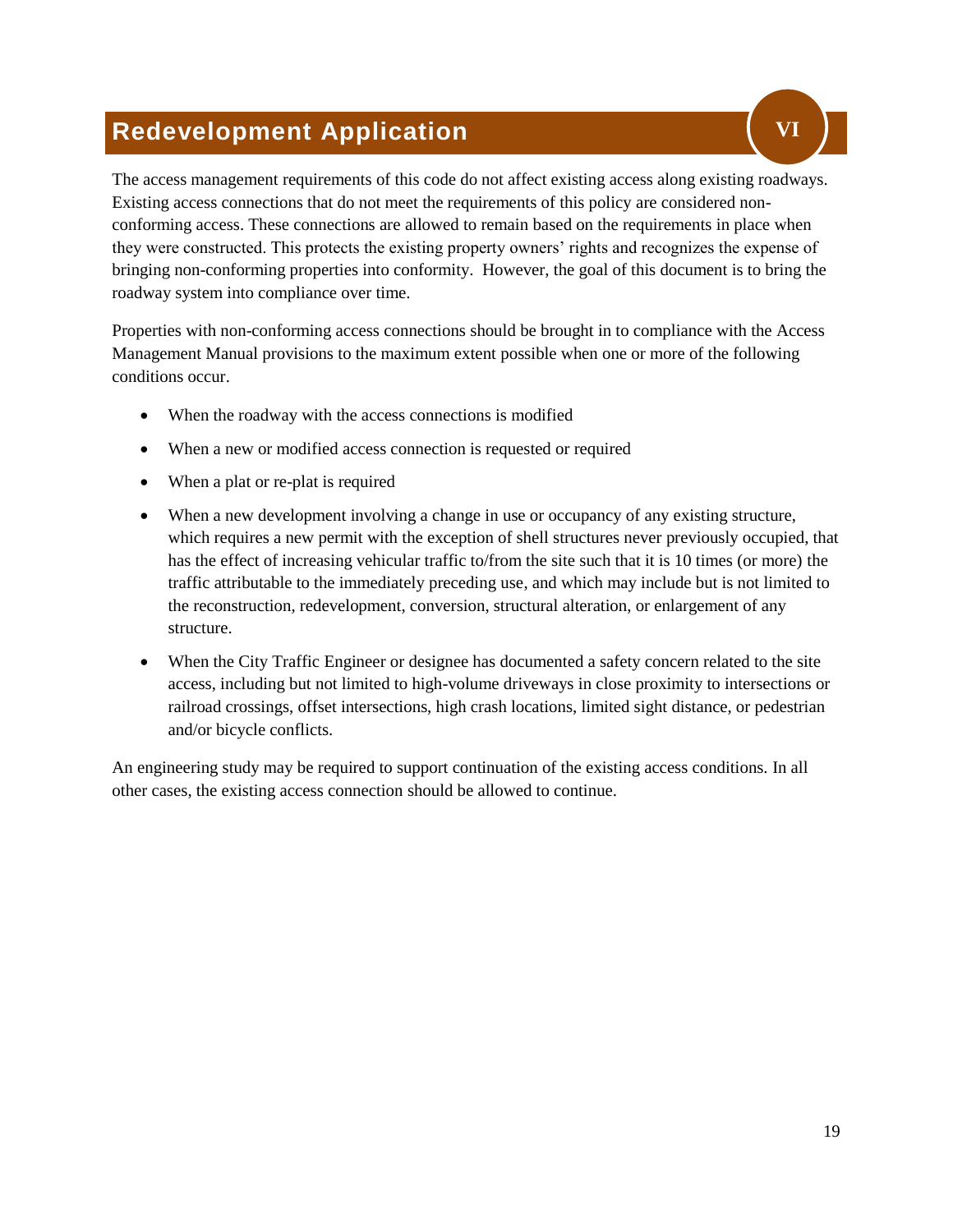# Redevelopment Application VI

The access management requirements of this code do not affect existing access along existing roadways. Existing access connections that do not meet the requirements of this policy are considered non-conforming access. These connections are allowed to remain based on the requirements in place when they were constructed. This protects the existing property owners' rights and recognizes the expense of bringing non-conforming properties into conformity. However, the goal of this document is to bring the roadway system into compliance over time.

Properties with non-conforming access connections should be brought in to compliance with the Access Management Manual provisions to the maximum extent possible when one or more of the following conditions occur.

- When the roadway with the access connections is modified
- When a new or modified access connection is requested or required
- When a plat or re-plat is required
- When a new development involving a change in use or occupancy of any existing structure, which requires a new permit with the exception of shell structures never previously occupied, that has the effect of increasing vehicular traffic to/from the site such that it is 10 times (or more) the traffic attributable to the immediately preceding use, and which may include but is not limited to the reconstruction, redevelopment, conversion, structural alteration, or enlargement of any structure.
- When the City Traffic Engineer or designee has documented a safety concern related to the site access, including but not limited to high-volume driveways in close proximity to intersections or railroad crossings, offset intersections, high crash locations, limited sight distance, or pedestrian and/or bicycle conflicts.

An engineering study may be required to support continuation of the existing access conditions. In all other cases, the existing access connection should be allowed to continue.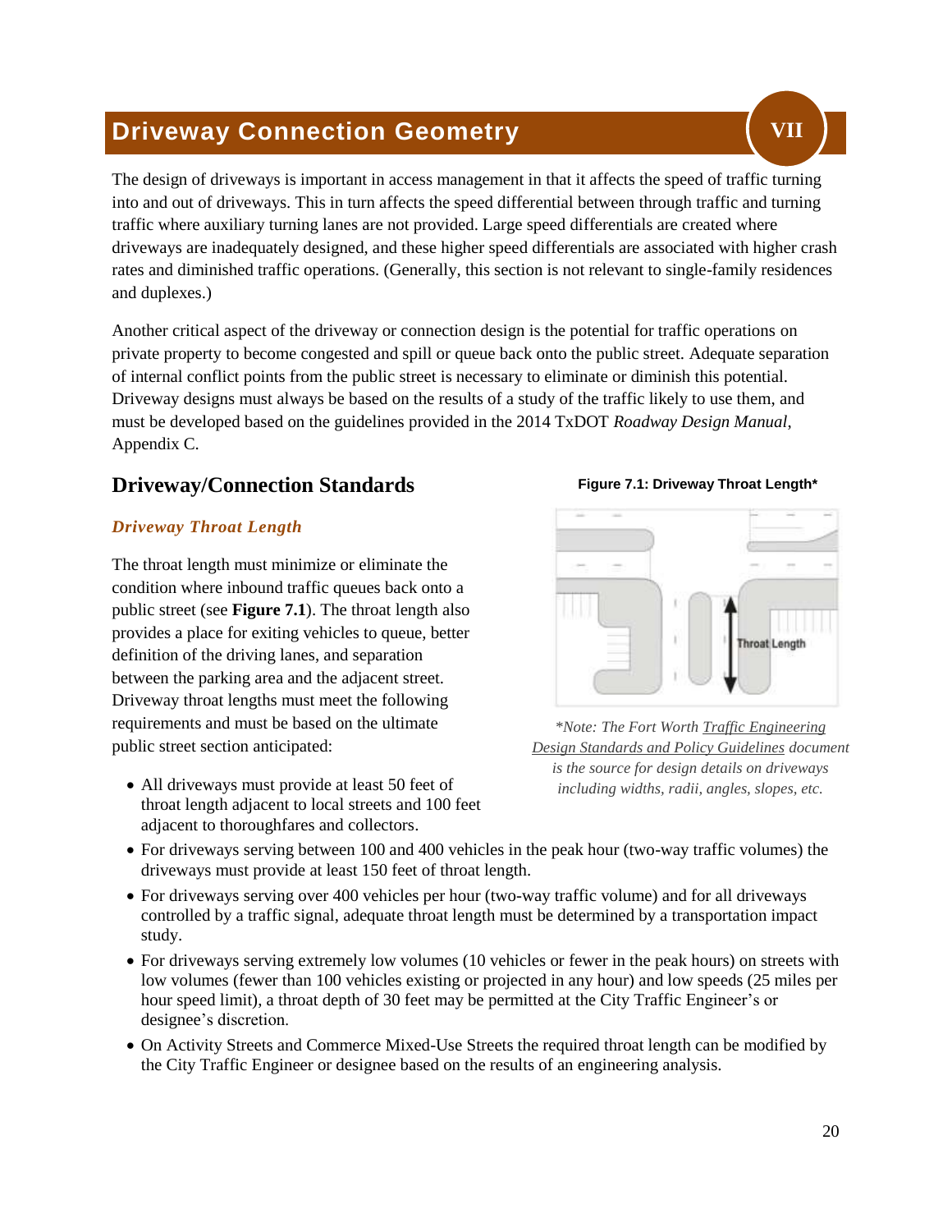# Driveway Connection Geometry

VII

The design of driveways is important in access management in that it affects the speed of traffic turning into and out of driveways. This in turn affects the speed differential between through traffic and turning traffic where auxiliary turning lanes are not provided. Large speed differentials are created where driveways are inadequately designed, and these higher speed differentials are associated with higher crash rates and diminished traffic operations. (Generally, this section is not relevant to single-family residences and duplexes.)

Another critical aspect of the driveway or connection design is the potential for traffic operations on private property to become congested and spill or queue back onto the public street. Adequate separation of internal conflict points from the public street is necessary to eliminate or diminish this potential. Driveway designs must always be based on the results of a study of the traffic likely to use them, and must be developed based on the guidelines provided in the 2014 TxDOT *Roadway Design Manual*, Appendix C.

## Driveway/Connection Standards

### *Driveway Throat Length*

The throat length must minimize or eliminate the condition where inbound traffic queues back onto a public street (see **Figure 7.1**). The throat length also provides a place for exiting vehicles to queue, better definition of the driving lanes, and separation between the parking area and the adjacent street. Driveway throat lengths must meet the following requirements and must be based on the ultimate public street section anticipated:

**Figure 7.1: Driveway Throat Length***

*\*Note: The Fort Worth Traffic Engineering Design Standards and Policy Guidelines document is the source for design details on driveways including widths, radii, angles, slopes, etc.*

- All driveways must provide at least 50 feet of throat length adjacent to local streets and 100 feet adjacent to thoroughfares and collectors.
- For driveways serving between 100 and 400 vehicles in the peak hour (two-way traffic volumes) the driveways must provide at least 150 feet of throat length.
- For driveways serving over 400 vehicles per hour (two-way traffic volume) and for all driveways controlled by a traffic signal, adequate throat length must be determined by a transportation impact study.
- For driveways serving extremely low volumes (10 vehicles or fewer in the peak hours) on streets with low volumes (fewer than 100 vehicles existing or projected in any hour) and low speeds (25 miles per hour speed limit), a throat depth of 30 feet may be permitted at the City Traffic Engineer's or designee's discretion.
- On Activity Streets and Commerce Mixed-Use Streets the required throat length can be modified by the City Traffic Engineer or designee based on the results of an engineering analysis.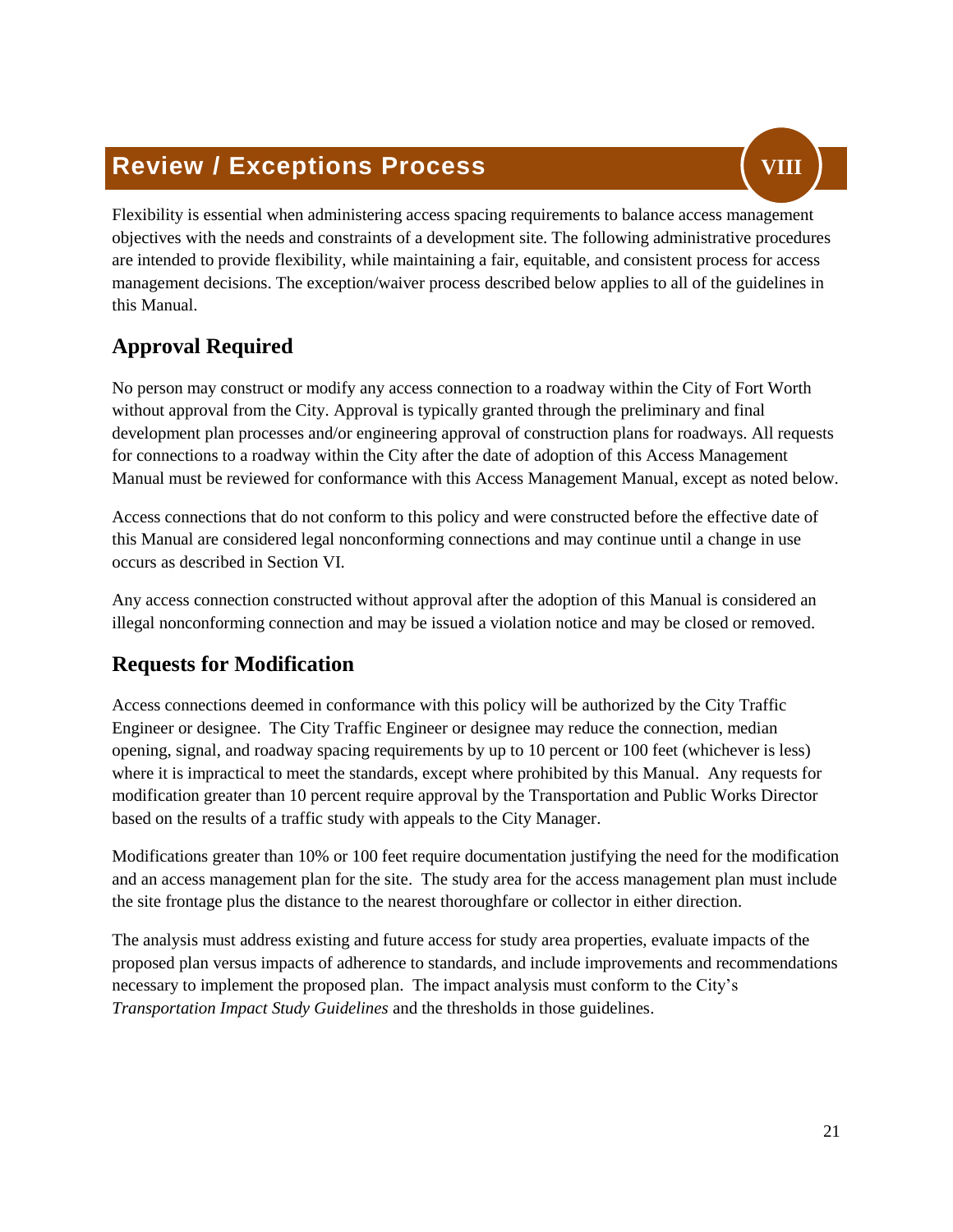# Review / Exceptions Process VIII

Flexibility is essential when administering access spacing requirements to balance access management objectives with the needs and constraints of a development site. The following administrative procedures are intended to provide flexibility, while maintaining a fair, equitable, and consistent process for access management decisions. The exception/waiver process described below applies to all of the guidelines in this Manual.

## Approval Required

No person may construct or modify any access connection to a roadway within the City of Fort Worth without approval from the City. Approval is typically granted through the preliminary and final development plan processes and/or engineering approval of construction plans for roadways. All requests for connections to a roadway within the City after the date of adoption of this Access Management Manual must be reviewed for conformance with this Access Management Manual, except as noted below.

Access connections that do not conform to this policy and were constructed before the effective date of this Manual are considered legal nonconforming connections and may continue until a change in use occurs as described in Section VI.

Any access connection constructed without approval after the adoption of this Manual is considered an illegal nonconforming connection and may be issued a violation notice and may be closed or removed.

## Requests for Modification

Access connections deemed in conformance with this policy will be authorized by the City Traffic Engineer or designee. The City Traffic Engineer or designee may reduce the connection, median opening, signal, and roadway spacing requirements by up to 10 percent or 100 feet (whichever is less) where it is impractical to meet the standards, except where prohibited by this Manual. Any requests for modification greater than 10 percent require approval by the Transportation and Public Works Director based on the results of a traffic study with appeals to the City Manager.

Modifications greater than 10% or 100 feet require documentation justifying the need for the modification and an access management plan for the site. The study area for the access management plan must include the site frontage plus the distance to the nearest thoroughfare or collector in either direction.

The analysis must address existing and future access for study area properties, evaluate impacts of the proposed plan versus impacts of adherence to standards, and include improvements and recommendations necessary to implement the proposed plan. The impact analysis must conform to the City's *Transportation Impact Study Guidelines* and the thresholds in those guidelines.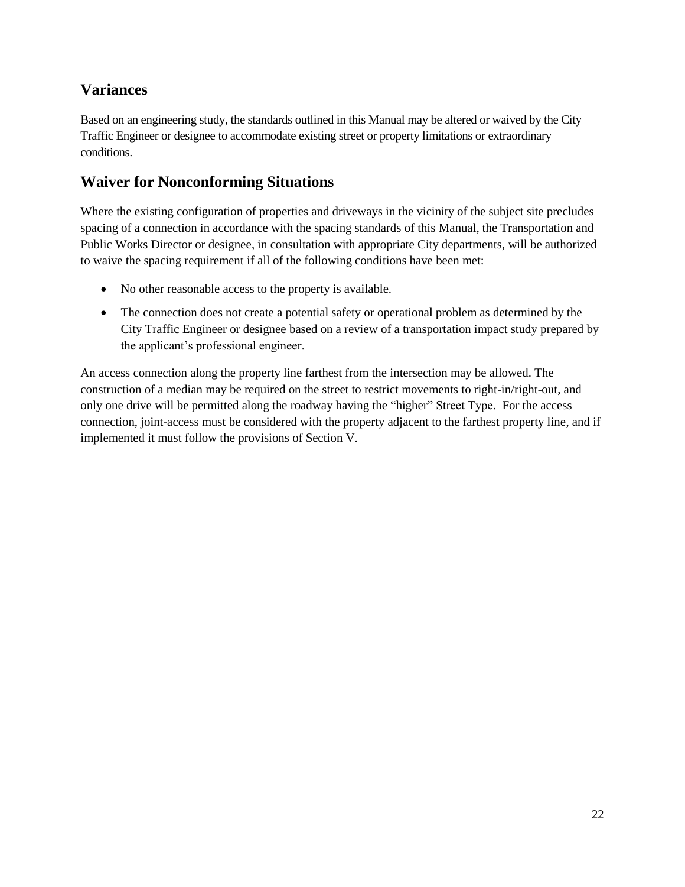## Variances

Based on an engineering study, the standards outlined in this Manual may be altered or waived by the City Traffic Engineer or designee to accommodate existing street or property limitations or extraordinary conditions.

## Waiver for Nonconforming Situations

Where the existing configuration of properties and driveways in the vicinity of the subject site precludes spacing of a connection in accordance with the spacing standards of this Manual, the Transportation and Public Works Director or designee, in consultation with appropriate City departments, will be authorized to waive the spacing requirement if all of the following conditions have been met:

- No other reasonable access to the property is available.
- The connection does not create a potential safety or operational problem as determined by the City Traffic Engineer or designee based on a review of a transportation impact study prepared by the applicant's professional engineer.

An access connection along the property line farthest from the intersection may be allowed. The construction of a median may be required on the street to restrict movements to right-in/right-out, and only one drive will be permitted along the roadway having the "higher" Street Type. For the access connection, joint-access must be considered with the property adjacent to the farthest property line, and if implemented it must follow the provisions of Section V.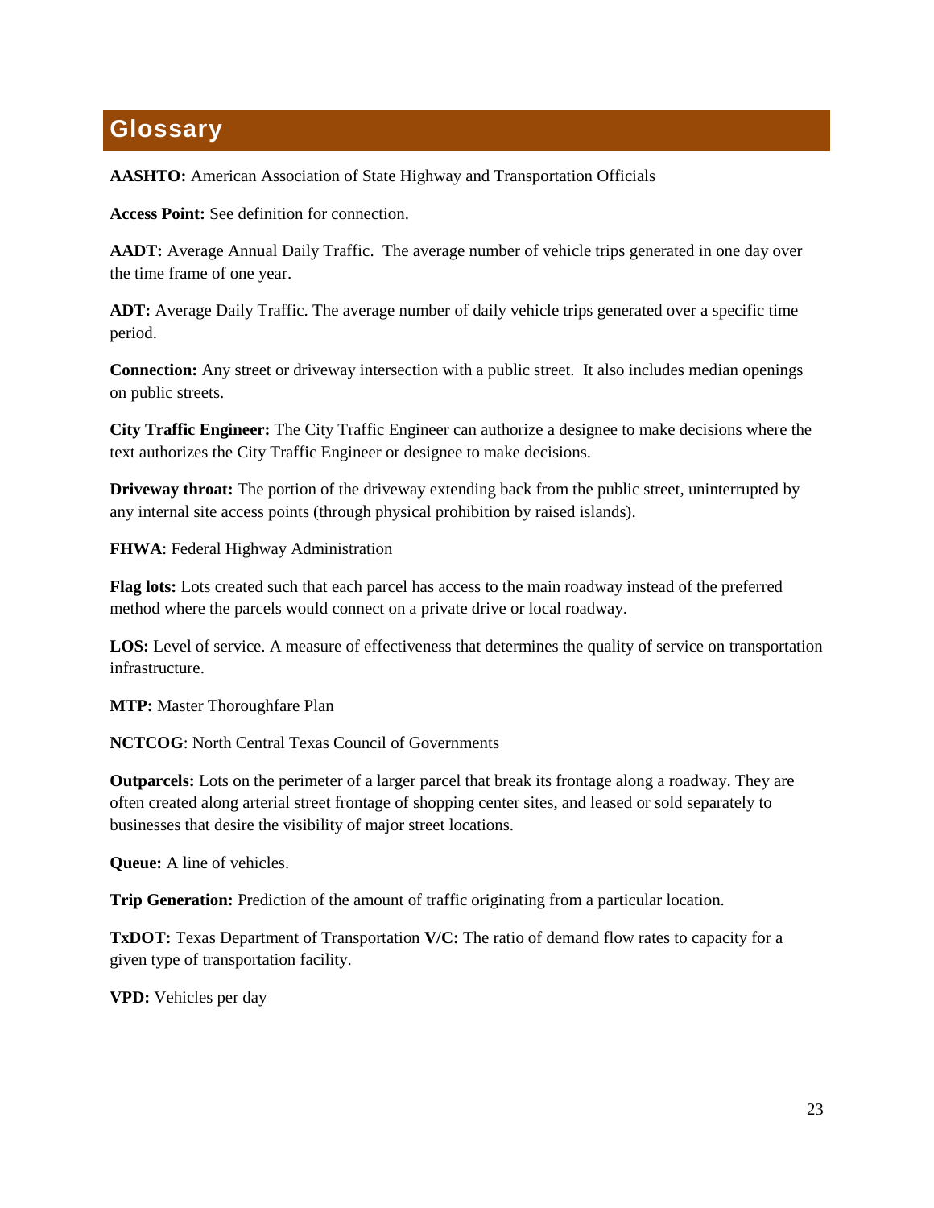# Glossary

**AASHTO:** American Association of State Highway and Transportation Officials

**Access Point:** See definition for connection.

**AADT:** Average Annual Daily Traffic. The average number of vehicle trips generated in one day over the time frame of one year.

**ADT:** Average Daily Traffic. The average number of daily vehicle trips generated over a specific time period.

**Connection:** Any street or driveway intersection with a public street. It also includes median openings on public streets.

**City Traffic Engineer:** The City Traffic Engineer can authorize a designee to make decisions where the text authorizes the City Traffic Engineer or designee to make decisions.

**Driveway throat:** The portion of the driveway extending back from the public street, uninterrupted by any internal site access points (through physical prohibition by raised islands).

**FHWA**: Federal Highway Administration

**Flag lots:** Lots created such that each parcel has access to the main roadway instead of the preferred method where the parcels would connect on a private drive or local roadway.

**LOS:** Level of service. A measure of effectiveness that determines the quality of service on transportation infrastructure.

**MTP:** Master Thoroughfare Plan

**NCTCOG**: North Central Texas Council of Governments

**Outparcels:** Lots on the perimeter of a larger parcel that break its frontage along a roadway. They are often created along arterial street frontage of shopping center sites, and leased or sold separately to businesses that desire the visibility of major street locations.

**Queue:** A line of vehicles.

**Trip Generation:** Prediction of the amount of traffic originating from a particular location.

**TxDOT:** Texas Department of Transportation **V/C:** The ratio of demand flow rates to capacity for a given type of transportation facility.

**VPD:** Vehicles per day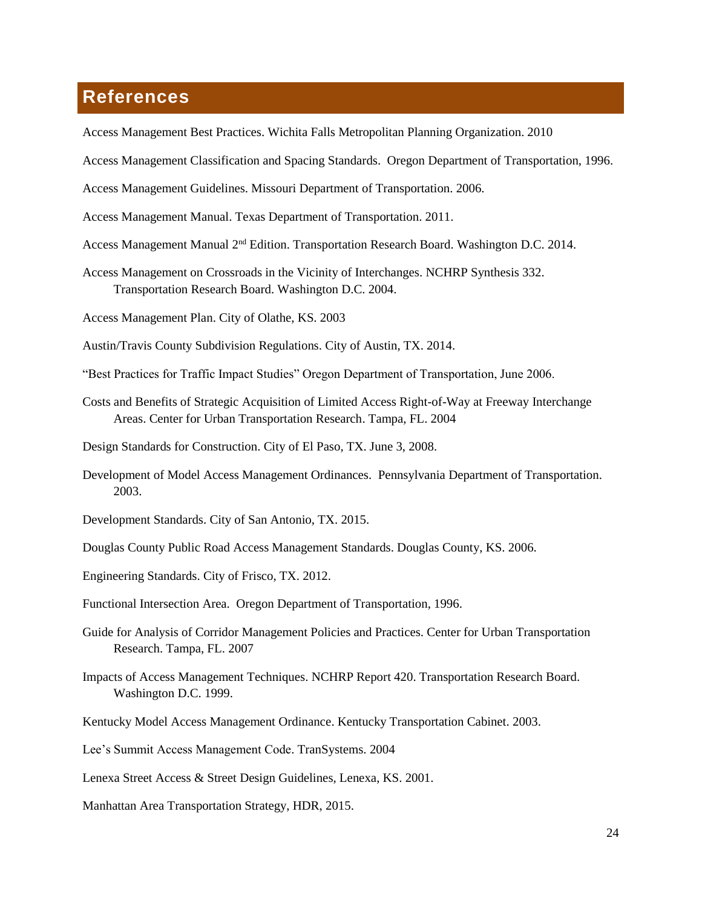## References

Access Management Best Practices. Wichita Falls Metropolitan Planning Organization. 2010

Access Management Classification and Spacing Standards. Oregon Department of Transportation, 1996.

Access Management Guidelines. Missouri Department of Transportation. 2006.

Access Management Manual. Texas Department of Transportation. 2011.

Access Management Manual 2nd Edition. Transportation Research Board. Washington D.C. 2014.

Access Management on Crossroads in the Vicinity of Interchanges. NCHRP Synthesis 332. Transportation Research Board. Washington D.C. 2004.

Access Management Plan. City of Olathe, KS. 2003

Austin/Travis County Subdivision Regulations. City of Austin, TX. 2014.

"Best Practices for Traffic Impact Studies" Oregon Department of Transportation, June 2006.

Costs and Benefits of Strategic Acquisition of Limited Access Right-of-Way at Freeway Interchange Areas. Center for Urban Transportation Research. Tampa, FL. 2004

Design Standards for Construction. City of El Paso, TX. June 3, 2008.

Development of Model Access Management Ordinances. Pennsylvania Department of Transportation. 2003.

Development Standards. City of San Antonio, TX. 2015.

Douglas County Public Road Access Management Standards. Douglas County, KS. 2006.

Engineering Standards. City of Frisco, TX. 2012.

Functional Intersection Area. Oregon Department of Transportation, 1996.

Guide for Analysis of Corridor Management Policies and Practices. Center for Urban Transportation Research. Tampa, FL. 2007

Impacts of Access Management Techniques. NCHRP Report 420. Transportation Research Board. Washington D.C. 1999.

Kentucky Model Access Management Ordinance. Kentucky Transportation Cabinet. 2003.

Lee's Summit Access Management Code. TranSystems. 2004

Lenexa Street Access & Street Design Guidelines, Lenexa, KS. 2001.

Manhattan Area Transportation Strategy, HDR, 2015.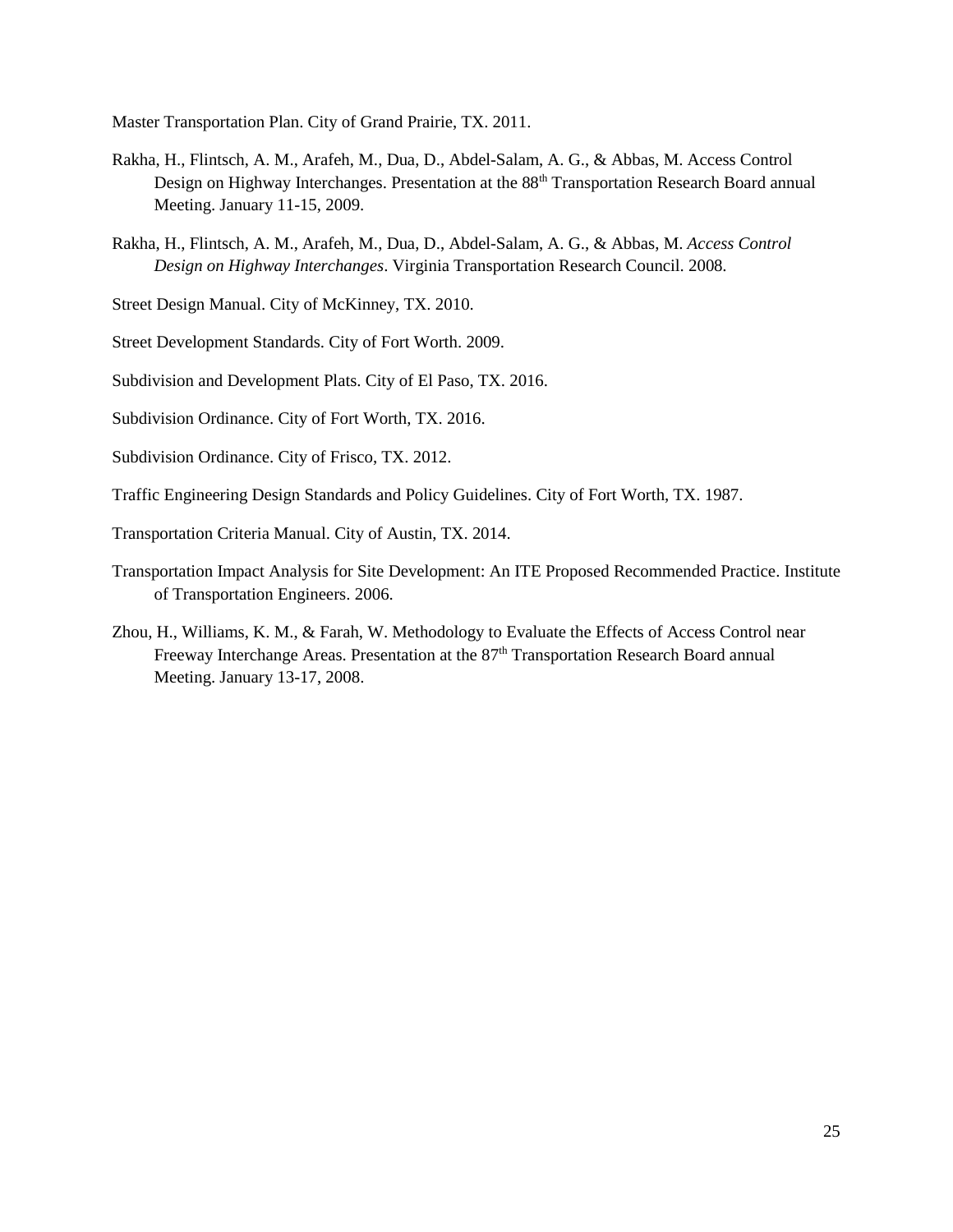Master Transportation Plan. City of Grand Prairie, TX. 2011.

Rakha, H., Flintsch, A. M., Arafeh, M., Dua, D., Abdel-Salam, A. G., & Abbas, M. Access Control Design on Highway Interchanges. Presentation at the 88th Transportation Research Board annual Meeting. January 11-15, 2009.

Rakha, H., Flintsch, A. M., Arafeh, M., Dua, D., Abdel-Salam, A. G., & Abbas, M. *Access Control Design on Highway Interchanges*. Virginia Transportation Research Council. 2008.

Street Design Manual. City of McKinney, TX. 2010.

Street Development Standards. City of Fort Worth. 2009.

Subdivision and Development Plats. City of El Paso, TX. 2016.

Subdivision Ordinance. City of Fort Worth, TX. 2016.

Subdivision Ordinance. City of Frisco, TX. 2012.

Traffic Engineering Design Standards and Policy Guidelines. City of Fort Worth, TX. 1987.

Transportation Criteria Manual. City of Austin, TX. 2014.

Transportation Impact Analysis for Site Development: An ITE Proposed Recommended Practice. Institute of Transportation Engineers. 2006.

Zhou, H., Williams, K. M., & Farah, W. Methodology to Evaluate the Effects of Access Control near Freeway Interchange Areas. Presentation at the 87th Transportation Research Board annual Meeting. January 13-17, 2008.